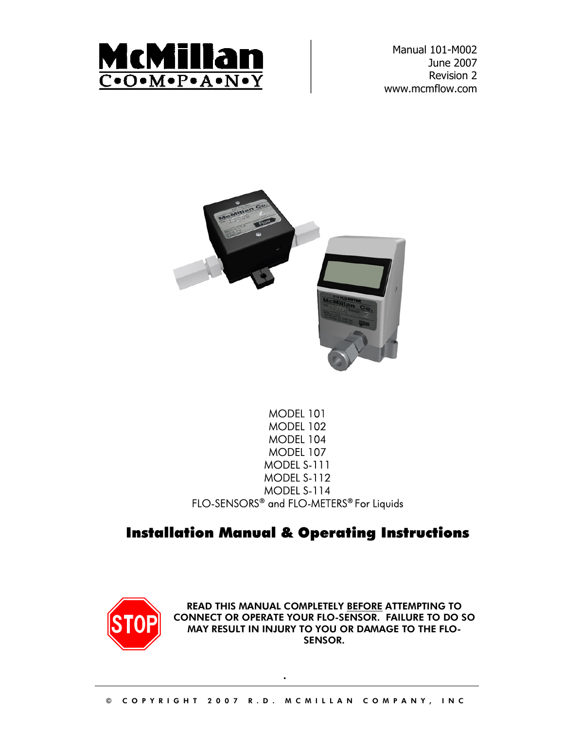McMillan C•O•M•P•A•N•Y

Manual 101-M002
June 2007
Revision 2
www.mcmflow.com

MODEL 101
MODEL 102
MODEL 104
MODEL 107
MODEL S-111
MODEL S-112
MODEL S-114
FLO-SENSORS® and FLO-METERS® For Liquids

# Installation Manual & Operating Instructions

STOP

**READ THIS MANUAL COMPLETELY <u>BEFORE</u> ATTEMPTING TO CONNECT OR OPERATE YOUR FLO-SENSOR. FAILURE TO DO SO MAY RESULT IN INJURY TO YOU OR DAMAGE TO THE FLO-SENSOR.**

© COPYRIGHT 2007 R.D. MCMILLAN COMPANY, INC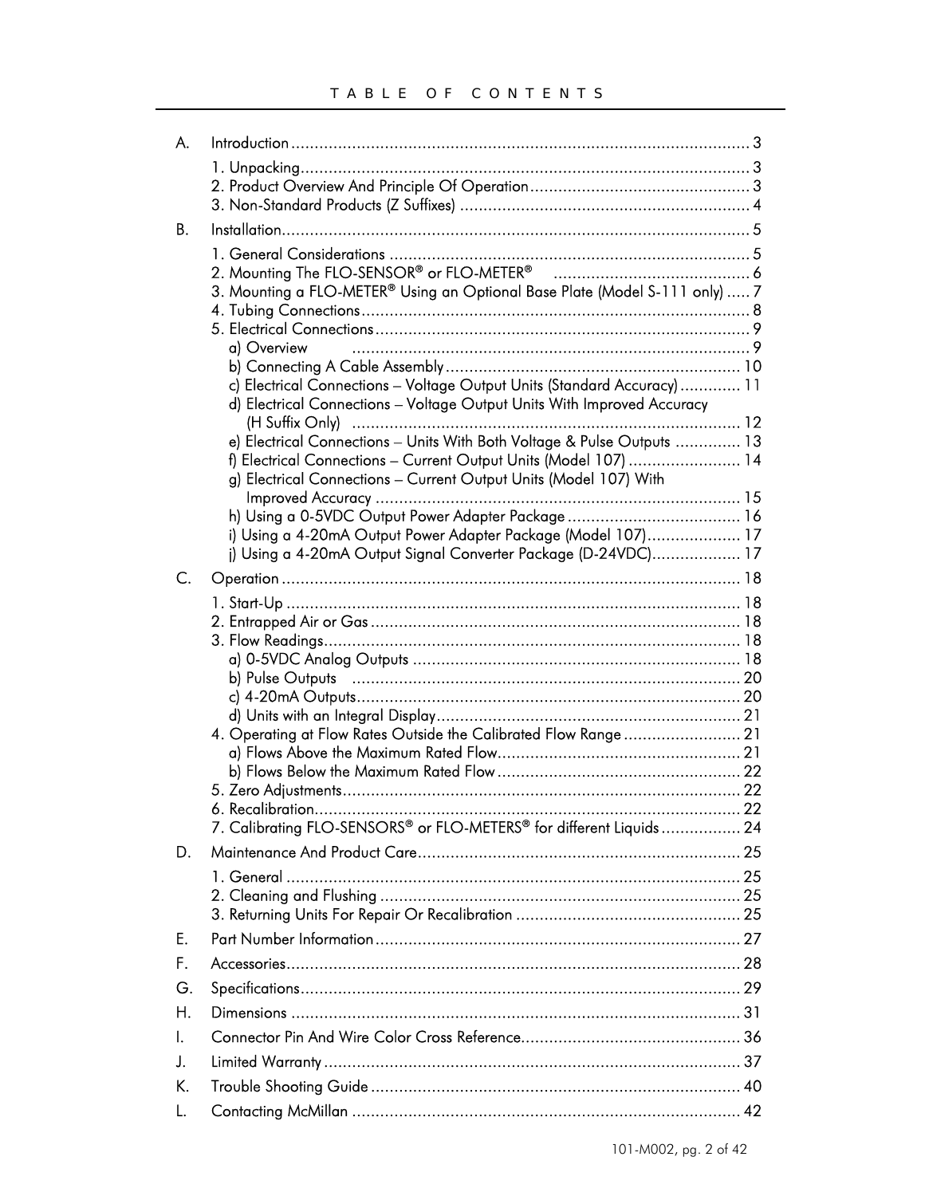# TABLE OF CONTENTS

A. Introduction ........................................................................................ 3

- 1. Unpacking ........................................................................................ 3
- 2. Product Overview And Principle Of Operation ................................ 3
- 3. Non-Standard Products (Z Suffixes) ................................................. 4

B. Installation ........................................................................................ 5

- 1. General Considerations ................................................................... 5
- 2. Mounting The FLO-SENSOR® or FLO-METER® .................................. 6
- 3. Mounting a FLO-METER® Using an Optional Base Plate (Model S-111 only) ..... 7
- 4. Tubing Connections ......................................................................... 8
- 5. Electrical Connections ..................................................................... 9
  - a) Overview ...................................................................................... 9
  - b) Connecting A Cable Assembly ....................................................... 10
  - c) Electrical Connections – Voltage Output Units (Standard Accuracy) ............. 11
  - d) Electrical Connections – Voltage Output Units With Improved Accuracy (H Suffix Only) ........................................................................ 12
  - e) Electrical Connections – Units With Both Voltage & Pulse Outputs .............. 13
  - f) Electrical Connections – Current Output Units (Model 107) ......................... 14
  - g) Electrical Connections – Current Output Units (Model 107) With Improved Accuracy ............................................................................. 15
  - h) Using a 0-5VDC Output Power Adapter Package ......................................... 16
  - i) Using a 4-20mA Output Power Adapter Package (Model 107) ..................... 17
  - j) Using a 4-20mA Output Signal Converter Package (D-24VDC) .................... 17

C. Operation ........................................................................................ 18

- 1. Start-Up ........................................................................................ 18
- 2. Entrapped Air or Gas ..................................................................... 18
- 3. Flow Readings ................................................................................ 18
  - a) 0-5VDC Analog Outputs ................................................................ 18
  - b) Pulse Outputs ............................................................................... 20
  - c) 4-20mA Outputs ............................................................................ 20
  - d) Units with an Integral Display ........................................................ 21
- 4. Operating at Flow Rates Outside the Calibrated Flow Range .......................... 21
  - a) Flows Above the Maximum Rated Flow ............................................ 21
  - b) Flows Below the Maximum Rated Flow ............................................ 22
- 5. Zero Adjustments ........................................................................... 22
- 6. Recalibration ................................................................................... 22
- 7. Calibrating FLO-SENSORS® or FLO-METERS® for different Liquids ................. 24

D. Maintenance And Product Care ......................................................... 25

- 1. General ......................................................................................... 25
- 2. Cleaning and Flushing .................................................................... 25
- 3. Returning Units For Repair Or Recalibration ..................................... 25

E. Part Number Information ................................................................... 27

F. Accessories ...................................................................................... 28

G. Specifications ................................................................................... 29

H. Dimensions ...................................................................................... 31

I. Connector Pin And Wire Color Cross Reference ..................................... 36

J. Limited Warranty .............................................................................. 37

K. Trouble Shooting Guide .................................................................... 40

L. Contacting McMillan ......................................................................... 42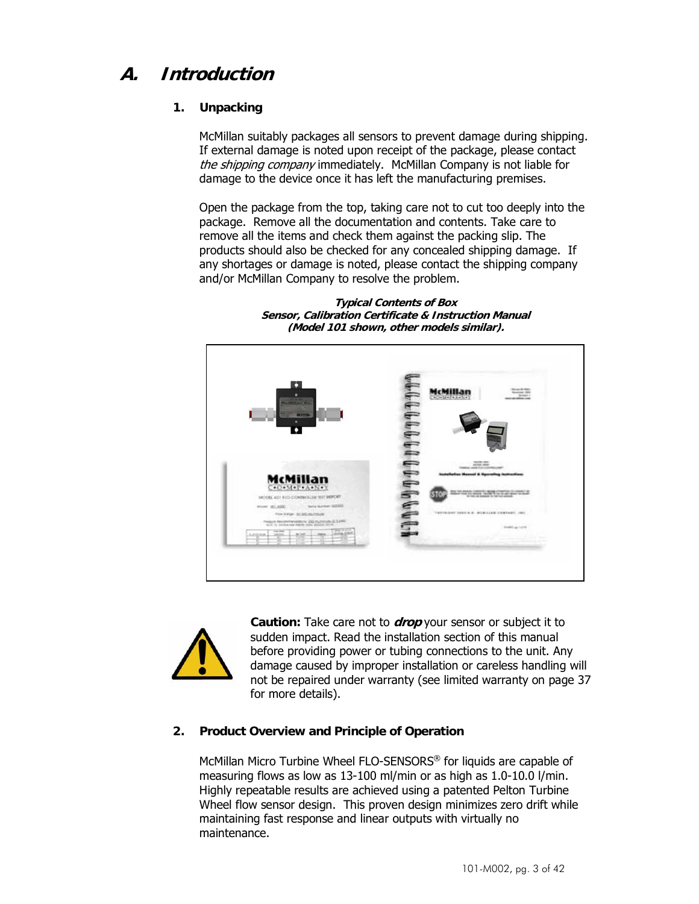# A. Introduction

### 1. Unpacking

McMillan suitably packages all sensors to prevent damage during shipping. If external damage is noted upon receipt of the package, please contact *the shipping company* immediately. McMillan Company is not liable for damage to the device once it has left the manufacturing premises.

Open the package from the top, taking care not to cut too deeply into the package. Remove all the documentation and contents. Take care to remove all the items and check them against the packing slip. The products should also be checked for any concealed shipping damage. If any shortages or damage is noted, please contact the shipping company and/or McMillan Company to resolve the problem.

***Typical Contents of Box***
***Sensor, Calibration Certificate & Instruction Manual***
***(Model 101 shown, other models similar).***

**Caution:** Take care not to ***drop*** your sensor or subject it to sudden impact. Read the installation section of this manual before providing power or tubing connections to the unit. Any damage caused by improper installation or careless handling will not be repaired under warranty (see limited warranty on page 37 for more details).

### 2. Product Overview and Principle of Operation

McMillan Micro Turbine Wheel FLO-SENSORS® for liquids are capable of measuring flows as low as 13-100 ml/min or as high as 1.0-10.0 l/min. Highly repeatable results are achieved using a patented Pelton Turbine Wheel flow sensor design. This proven design minimizes zero drift while maintaining fast response and linear outputs with virtually no maintenance.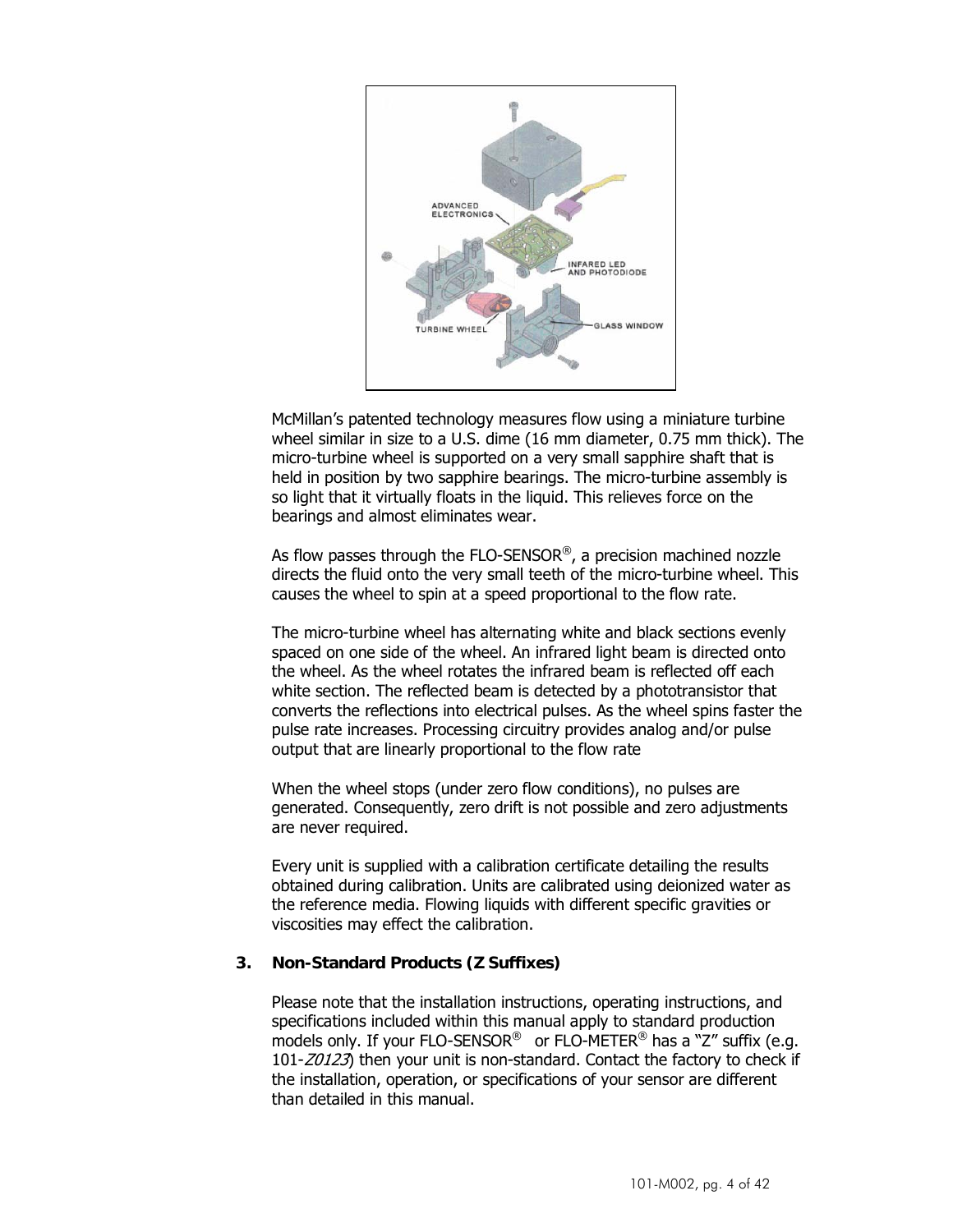McMillan's patented technology measures flow using a miniature turbine wheel similar in size to a U.S. dime (16 mm diameter, 0.75 mm thick). The micro-turbine wheel is supported on a very small sapphire shaft that is held in position by two sapphire bearings. The micro-turbine assembly is so light that it virtually floats in the liquid. This relieves force on the bearings and almost eliminates wear.

As flow passes through the FLO-SENSOR®, a precision machined nozzle directs the fluid onto the very small teeth of the micro-turbine wheel. This causes the wheel to spin at a speed proportional to the flow rate.

The micro-turbine wheel has alternating white and black sections evenly spaced on one side of the wheel. An infrared light beam is directed onto the wheel. As the wheel rotates the infrared beam is reflected off each white section. The reflected beam is detected by a phototransistor that converts the reflections into electrical pulses. As the wheel spins faster the pulse rate increases. Processing circuitry provides analog and/or pulse output that are linearly proportional to the flow rate

When the wheel stops (under zero flow conditions), no pulses are generated. Consequently, zero drift is not possible and zero adjustments are never required.

Every unit is supplied with a calibration certificate detailing the results obtained during calibration. Units are calibrated using deionized water as the reference media. Flowing liquids with different specific gravities or viscosities may effect the calibration.

## 3. Non-Standard Products (Z Suffixes)

Please note that the installation instructions, operating instructions, and specifications included within this manual apply to standard production models only. If your FLO-SENSOR® or FLO-METER® has a "Z" suffix (e.g. 101-*Z0123*) then your unit is non-standard. Contact the factory to check if the installation, operation, or specifications of your sensor are different than detailed in this manual.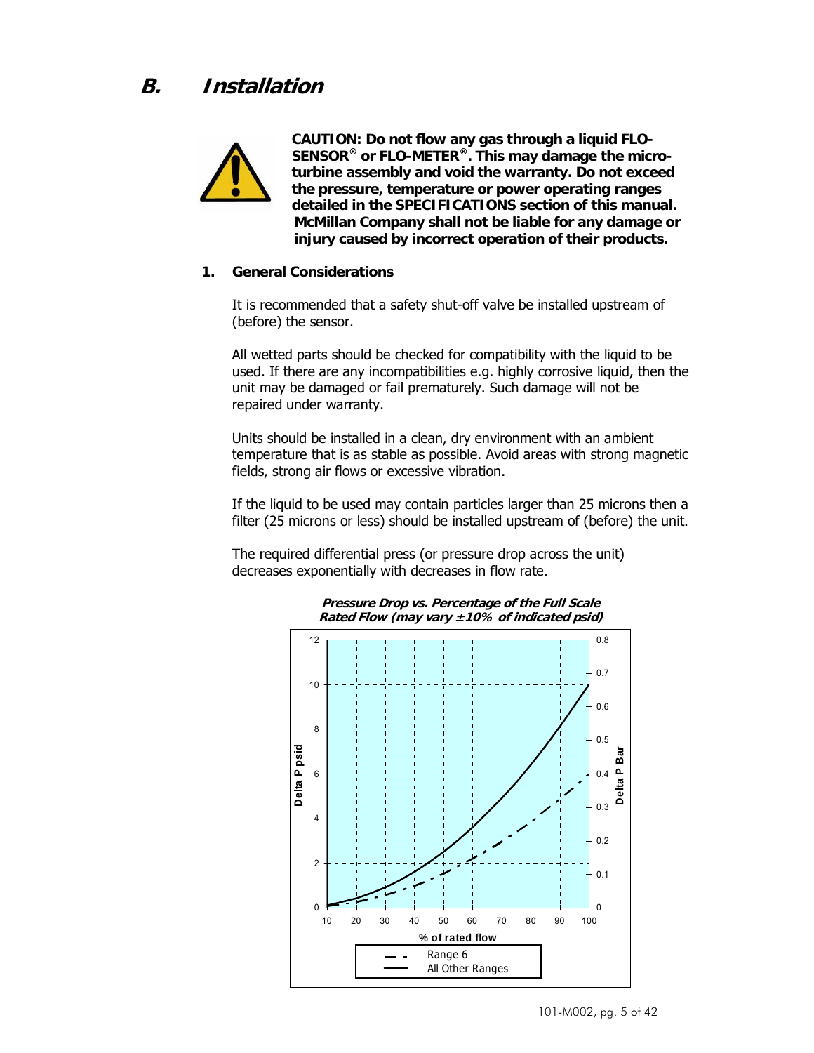## B. Installation

**CAUTION: Do not flow any gas through a liquid FLO-SENSOR® or FLO-METER®. This may damage the micro-turbine assembly and void the warranty. Do not exceed the pressure, temperature or power operating ranges detailed in the SPECIFICATIONS section of this manual. McMillan Company shall not be liable for any damage or injury caused by incorrect operation of their products.**

### 1. General Considerations

It is recommended that a safety shut-off valve be installed upstream of (before) the sensor.

All wetted parts should be checked for compatibility with the liquid to be used. If there are any incompatibilities e.g. highly corrosive liquid, then the unit may be damaged or fail prematurely. Such damage will not be repaired under warranty.

Units should be installed in a clean, dry environment with an ambient temperature that is as stable as possible. Avoid areas with strong magnetic fields, strong air flows or excessive vibration.

If the liquid to be used may contain particles larger than 25 microns then a filter (25 microns or less) should be installed upstream of (before) the unit.

The required differential press (or pressure drop across the unit) decreases exponentially with decreases in flow rate.

***Pressure Drop vs. Percentage of the Full Scale Rated Flow (may vary ±10% of indicated psid)***

Delta P psid (0–12) / Delta P Bar (0–0.8) vs. % of rated flow (10–100)

Legend: Range 6 (dashed); All Other Ranges (solid)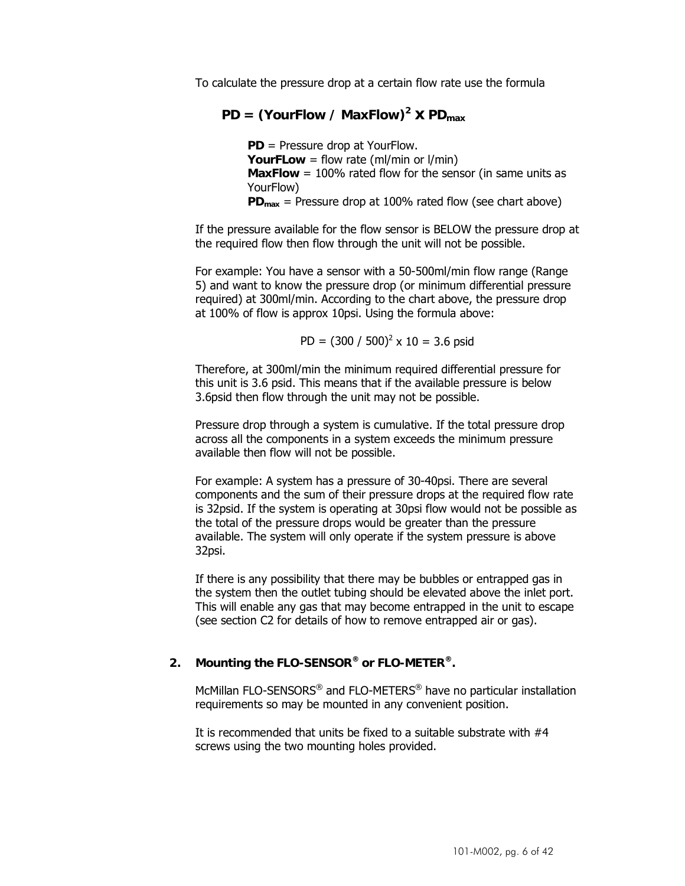To calculate the pressure drop at a certain flow rate use the formula

$$\textbf{PD} = (\textbf{YourFlow} / \textbf{MaxFlow})^2 \times \textbf{PD}_{max}$$

**PD** = Pressure drop at YourFlow.
**YourFLow** = flow rate (ml/min or l/min)
**MaxFlow** = 100% rated flow for the sensor (in same units as YourFlow)
$\textbf{PD}_{max}$ = Pressure drop at 100% rated flow (see chart above)

If the pressure available for the flow sensor is BELOW the pressure drop at the required flow then flow through the unit will not be possible.

For example: You have a sensor with a 50-500ml/min flow range (Range 5) and want to know the pressure drop (or minimum differential pressure required) at 300ml/min. According to the chart above, the pressure drop at 100% of flow is approx 10psi. Using the formula above:

$$PD = (300 / 500)^2 \times 10 = 3.6 \text{ psid}$$

Therefore, at 300ml/min the minimum required differential pressure for this unit is 3.6 psid. This means that if the available pressure is below 3.6psid then flow through the unit may not be possible.

Pressure drop through a system is cumulative. If the total pressure drop across all the components in a system exceeds the minimum pressure available then flow will not be possible.

For example: A system has a pressure of 30-40psi. There are several components and the sum of their pressure drops at the required flow rate is 32psid. If the system is operating at 30psi flow would not be possible as the total of the pressure drops would be greater than the pressure available. The system will only operate if the system pressure is above 32psi.

If there is any possibility that there may be bubbles or entrapped gas in the system then the outlet tubing should be elevated above the inlet port. This will enable any gas that may become entrapped in the unit to escape (see section C2 for details of how to remove entrapped air or gas).

## 2. Mounting the FLO-SENSOR® or FLO-METER®.

McMillan FLO-SENSORS® and FLO-METERS® have no particular installation requirements so may be mounted in any convenient position.

It is recommended that units be fixed to a suitable substrate with #4 screws using the two mounting holes provided.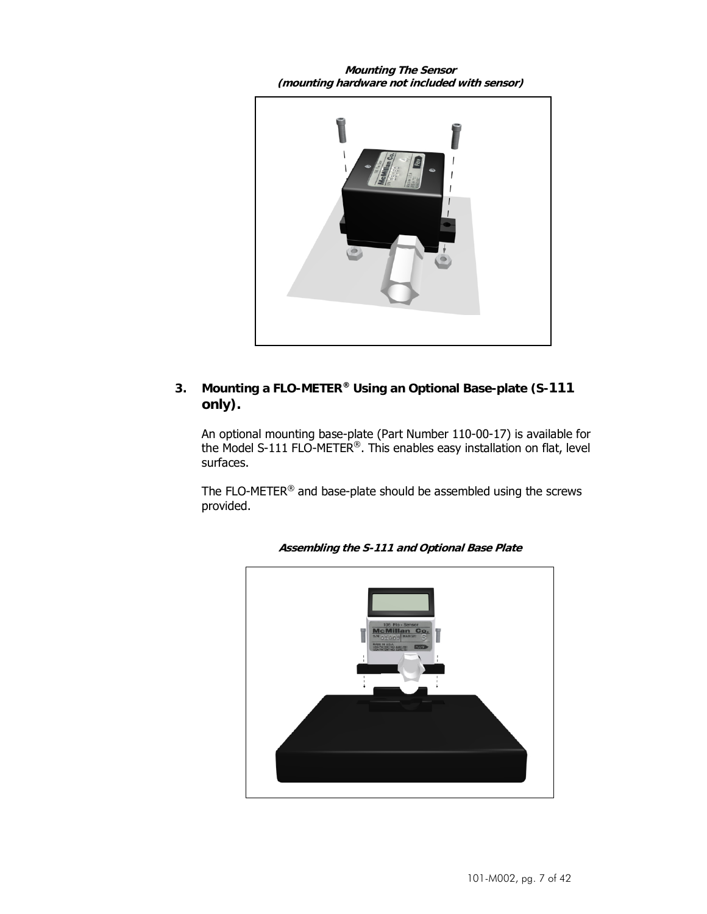***Mounting The Sensor***
***(mounting hardware not included with sensor)***

### 3. Mounting a FLO-METER® Using an Optional Base-plate (S-111 only).

An optional mounting base-plate (Part Number 110-00-17) is available for the Model S-111 FLO-METER®. This enables easy installation on flat, level surfaces.

The FLO-METER® and base-plate should be assembled using the screws provided.

***Assembling the S-111 and Optional Base Plate***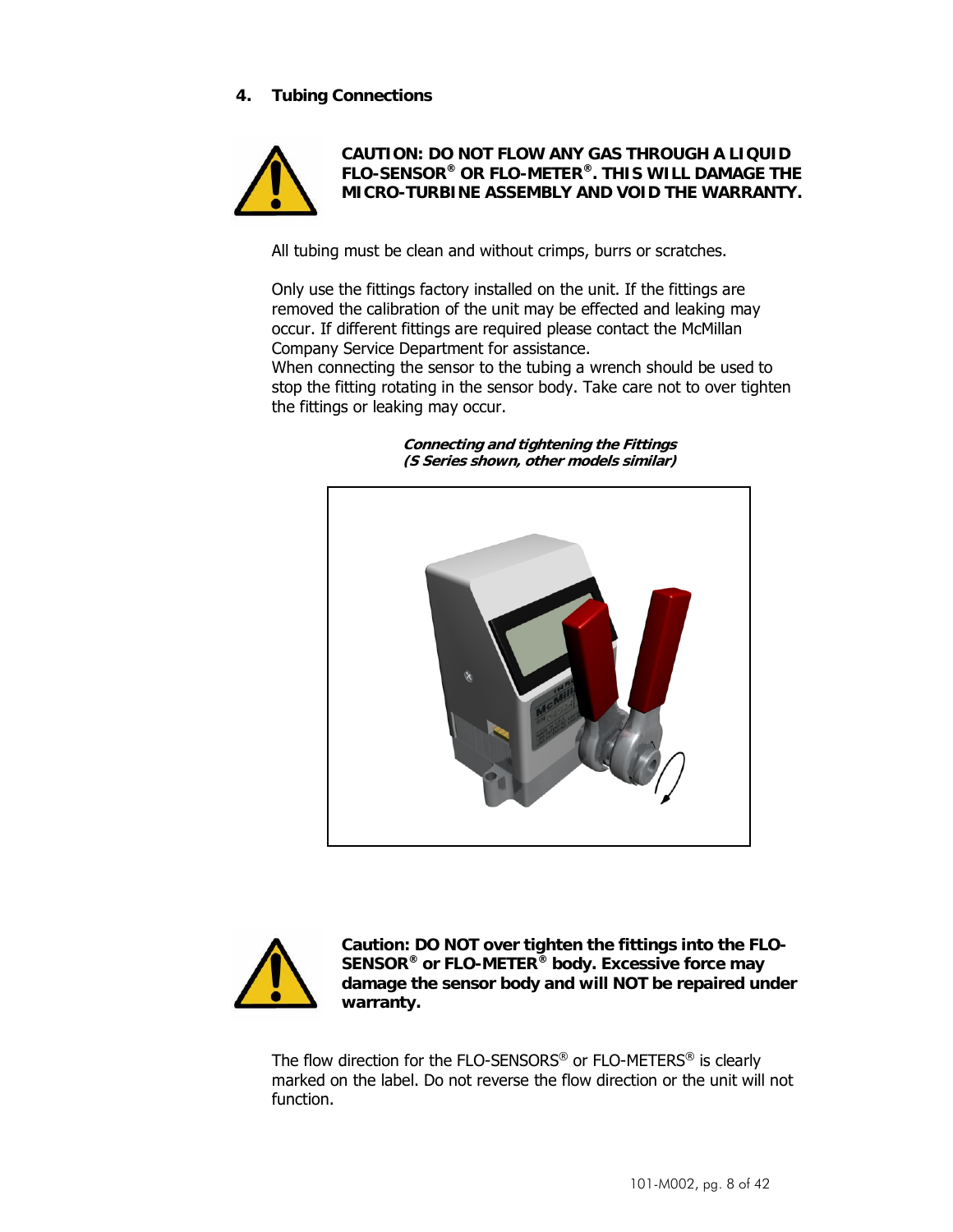## 4. Tubing Connections

**CAUTION: DO NOT FLOW ANY GAS THROUGH A LIQUID FLO-SENSOR® OR FLO-METER®. THIS WILL DAMAGE THE MICRO-TURBINE ASSEMBLY AND VOID THE WARRANTY.**

All tubing must be clean and without crimps, burrs or scratches.

Only use the fittings factory installed on the unit. If the fittings are removed the calibration of the unit may be effected and leaking may occur. If different fittings are required please contact the McMillan Company Service Department for assistance.
When connecting the sensor to the tubing a wrench should be used to stop the fitting rotating in the sensor body. Take care not to over tighten the fittings or leaking may occur.

***Connecting and tightening the Fittings***
***(S Series shown, other models similar)***

**Caution: DO NOT over tighten the fittings into the FLO-SENSOR® or FLO-METER® body. Excessive force may damage the sensor body and will NOT be repaired under warranty.**

The flow direction for the FLO-SENSORS® or FLO-METERS® is clearly marked on the label. Do not reverse the flow direction or the unit will not function.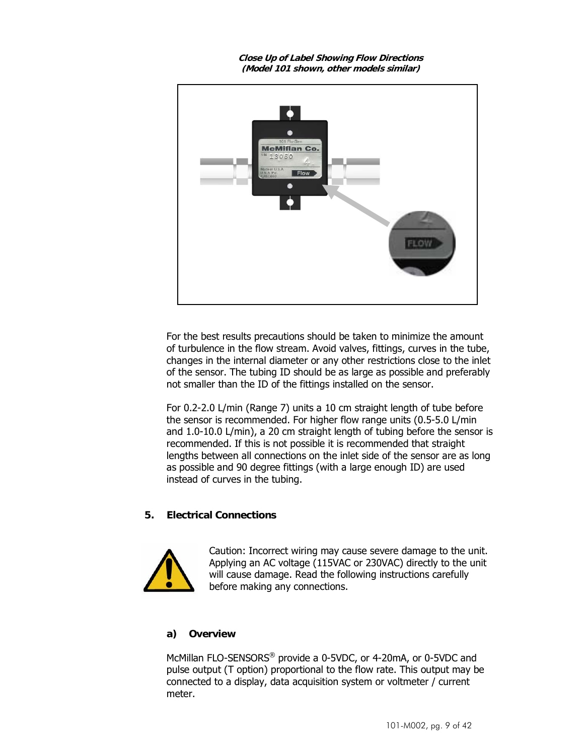***Close Up of Label Showing Flow Directions***
***(Model 101 shown, other models similar)***

For the best results precautions should be taken to minimize the amount of turbulence in the flow stream. Avoid valves, fittings, curves in the tube, changes in the internal diameter or any other restrictions close to the inlet of the sensor. The tubing ID should be as large as possible and preferably not smaller than the ID of the fittings installed on the sensor.

For 0.2-2.0 L/min (Range 7) units a 10 cm straight length of tube before the sensor is recommended. For higher flow range units (0.5-5.0 L/min and 1.0-10.0 L/min), a 20 cm straight length of tubing before the sensor is recommended. If this is not possible it is recommended that straight lengths between all connections on the inlet side of the sensor are as long as possible and 90 degree fittings (with a large enough ID) are used instead of curves in the tubing.

## 5. Electrical Connections

Caution: Incorrect wiring may cause severe damage to the unit. Applying an AC voltage (115VAC or 230VAC) directly to the unit will cause damage. Read the following instructions carefully before making any connections.

### a) Overview

McMillan FLO-SENSORS® provide a 0-5VDC, or 4-20mA, or 0-5VDC and pulse output (T option) proportional to the flow rate. This output may be connected to a display, data acquisition system or voltmeter / current meter.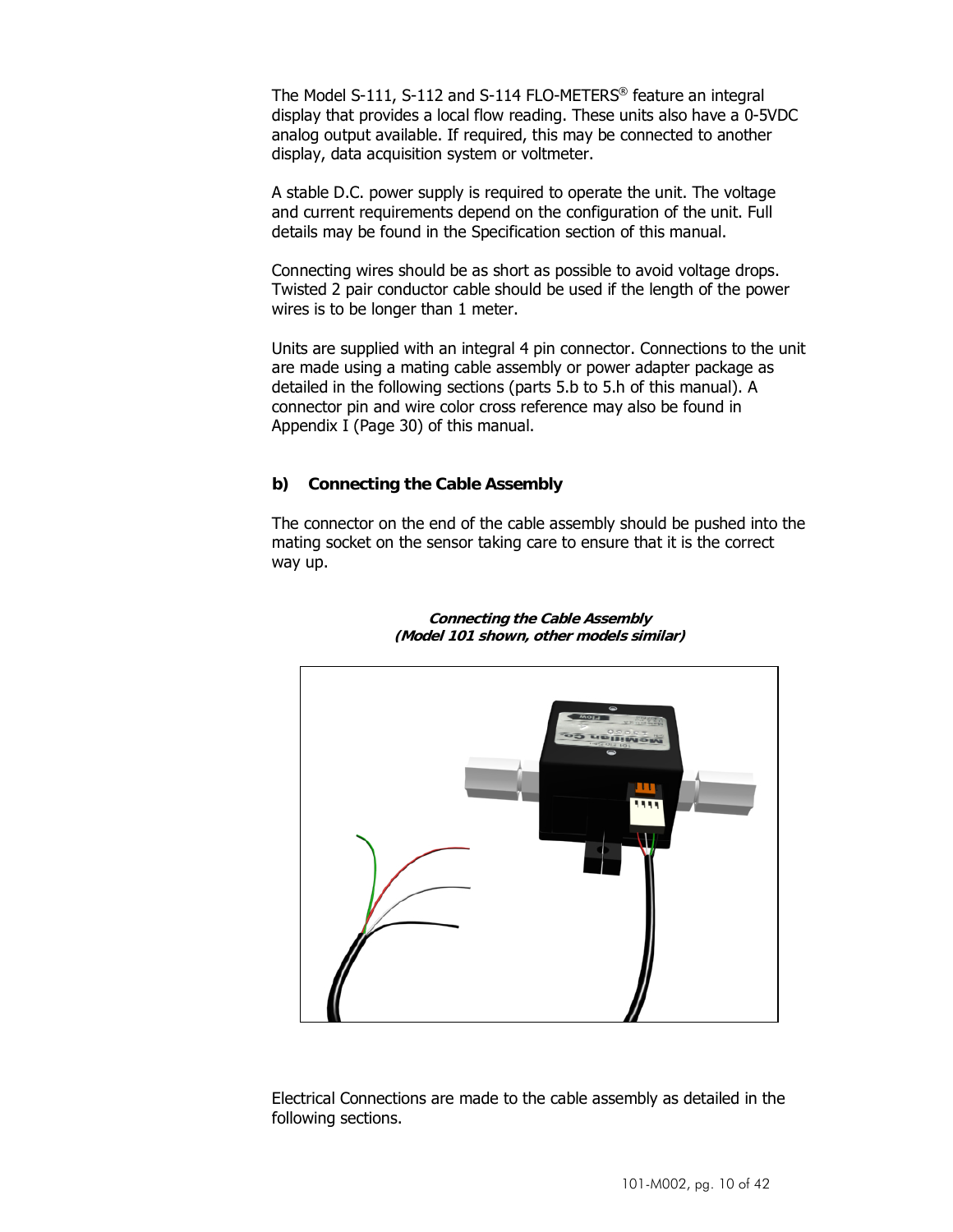The Model S-111, S-112 and S-114 FLO-METERS® feature an integral display that provides a local flow reading. These units also have a 0-5VDC analog output available. If required, this may be connected to another display, data acquisition system or voltmeter.

A stable D.C. power supply is required to operate the unit. The voltage and current requirements depend on the configuration of the unit. Full details may be found in the Specification section of this manual.

Connecting wires should be as short as possible to avoid voltage drops. Twisted 2 pair conductor cable should be used if the length of the power wires is to be longer than 1 meter.

Units are supplied with an integral 4 pin connector. Connections to the unit are made using a mating cable assembly or power adapter package as detailed in the following sections (parts 5.b to 5.h of this manual). A connector pin and wire color cross reference may also be found in Appendix I (Page 30) of this manual.

### b) Connecting the Cable Assembly

The connector on the end of the cable assembly should be pushed into the mating socket on the sensor taking care to ensure that it is the correct way up.

***Connecting the Cable Assembly***
***(Model 101 shown, other models similar)***

Electrical Connections are made to the cable assembly as detailed in the following sections.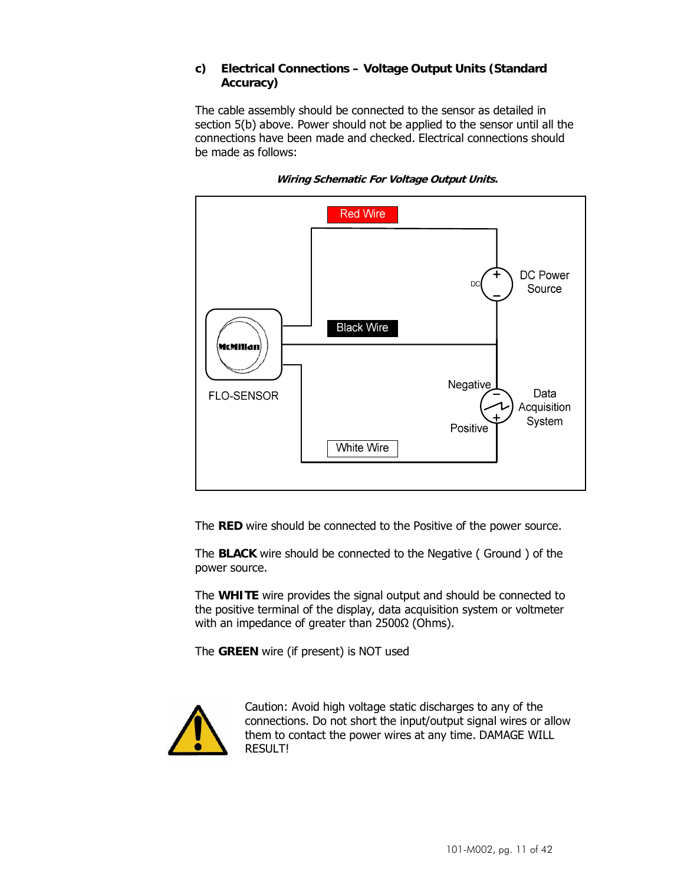### c) Electrical Connections – Voltage Output Units (Standard Accuracy)

The cable assembly should be connected to the sensor as detailed in section 5(b) above. Power should not be applied to the sensor until all the connections have been made and checked. Electrical connections should be made as follows:

***Wiring Schematic For Voltage Output Units.***

The **RED** wire should be connected to the Positive of the power source.

The **BLACK** wire should be connected to the Negative ( Ground ) of the power source.

The **WHITE** wire provides the signal output and should be connected to the positive terminal of the display, data acquisition system or voltmeter with an impedance of greater than 2500Ω (Ohms).

The **GREEN** wire (if present) is NOT used

Caution: Avoid high voltage static discharges to any of the connections. Do not short the input/output signal wires or allow them to contact the power wires at any time. DAMAGE WILL RESULT!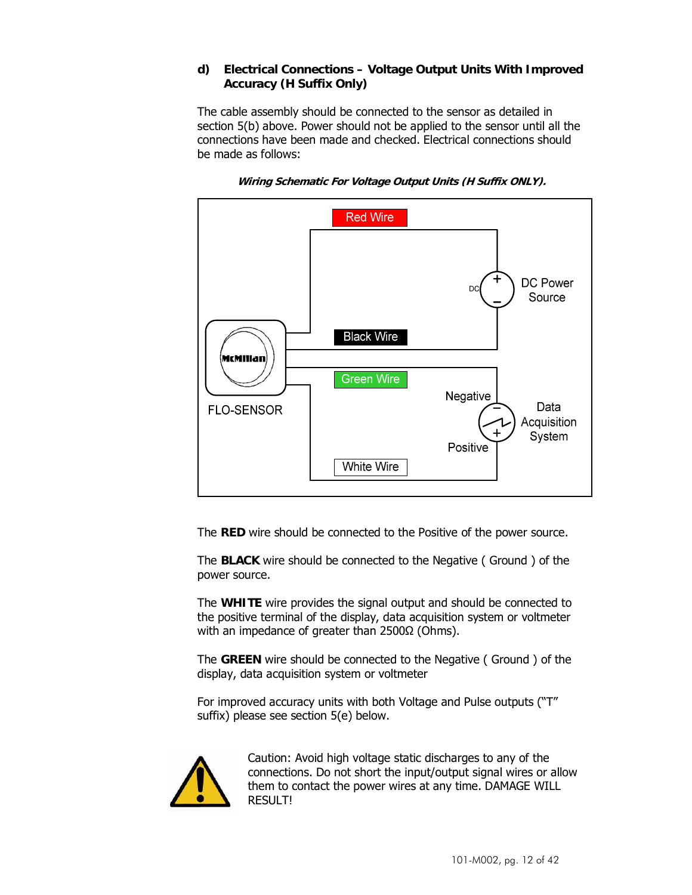## d) Electrical Connections – Voltage Output Units With Improved Accuracy (H Suffix Only)

The cable assembly should be connected to the sensor as detailed in section 5(b) above. Power should not be applied to the sensor until all the connections have been made and checked. Electrical connections should be made as follows:

***Wiring Schematic For Voltage Output Units (H Suffix ONLY).***

The **RED** wire should be connected to the Positive of the power source.

The **BLACK** wire should be connected to the Negative ( Ground ) of the power source.

The **WHITE** wire provides the signal output and should be connected to the positive terminal of the display, data acquisition system or voltmeter with an impedance of greater than 2500Ω (Ohms).

The **GREEN** wire should be connected to the Negative ( Ground ) of the display, data acquisition system or voltmeter

For improved accuracy units with both Voltage and Pulse outputs (“T” suffix) please see section 5(e) below.

Caution: Avoid high voltage static discharges to any of the connections. Do not short the input/output signal wires or allow them to contact the power wires at any time. DAMAGE WILL RESULT!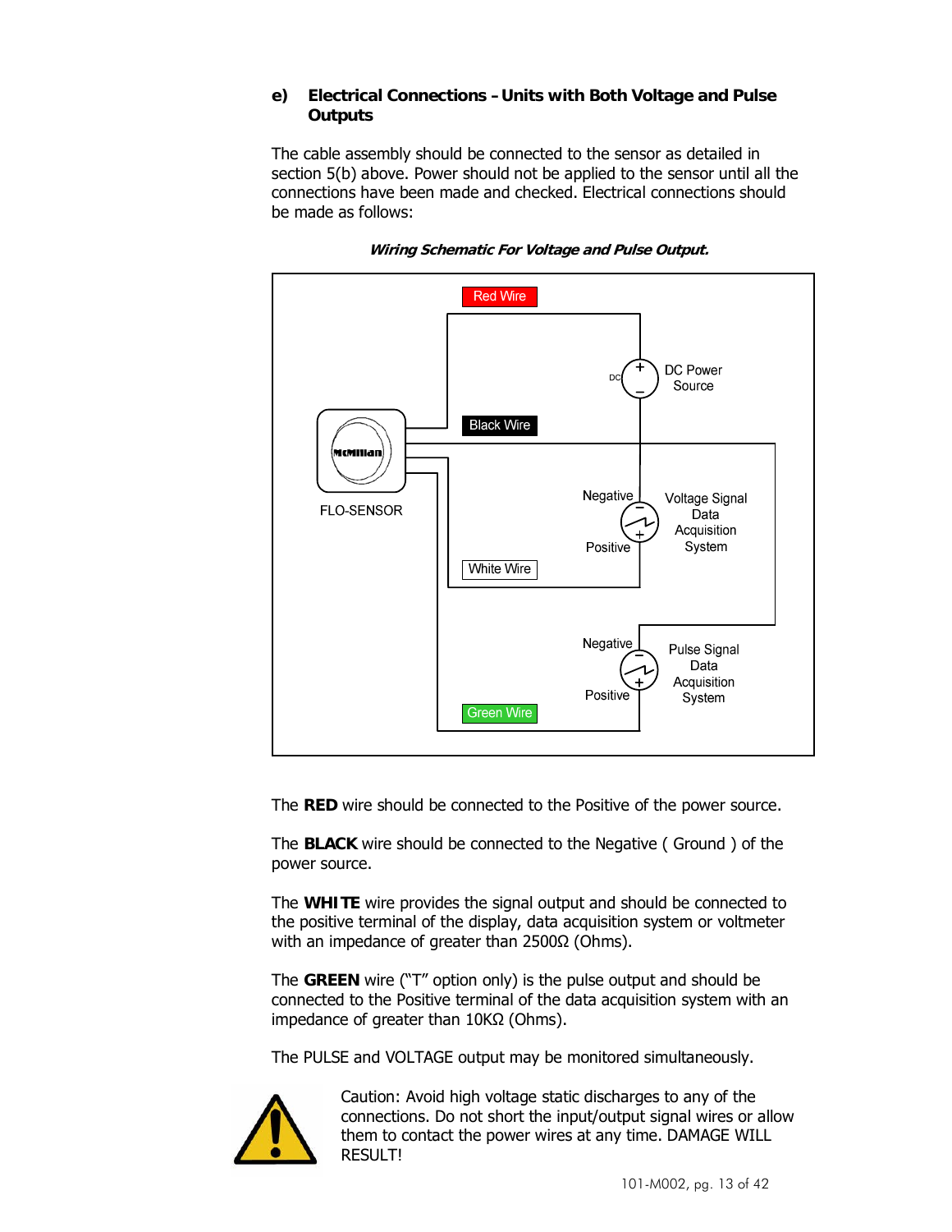**e) Electrical Connections – Units with Both Voltage and Pulse Outputs**

The cable assembly should be connected to the sensor as detailed in section 5(b) above. Power should not be applied to the sensor until all the connections have been made and checked. Electrical connections should be made as follows:

***Wiring Schematic For Voltage and Pulse Output.***

Red Wire

DC Power Source

Black Wire

FLO-SENSOR

Negative

Voltage Signal Data Acquisition System

Positive

White Wire

Negative

Pulse Signal Data Acquisition System

Positive

Green Wire

The **RED** wire should be connected to the Positive of the power source.

The **BLACK** wire should be connected to the Negative ( Ground ) of the power source.

The **WHITE** wire provides the signal output and should be connected to the positive terminal of the display, data acquisition system or voltmeter with an impedance of greater than 2500Ω (Ohms).

The **GREEN** wire ("T" option only) is the pulse output and should be connected to the Positive terminal of the data acquisition system with an impedance of greater than 10KΩ (Ohms).

The PULSE and VOLTAGE output may be monitored simultaneously.

Caution: Avoid high voltage static discharges to any of the connections. Do not short the input/output signal wires or allow them to contact the power wires at any time. DAMAGE WILL RESULT!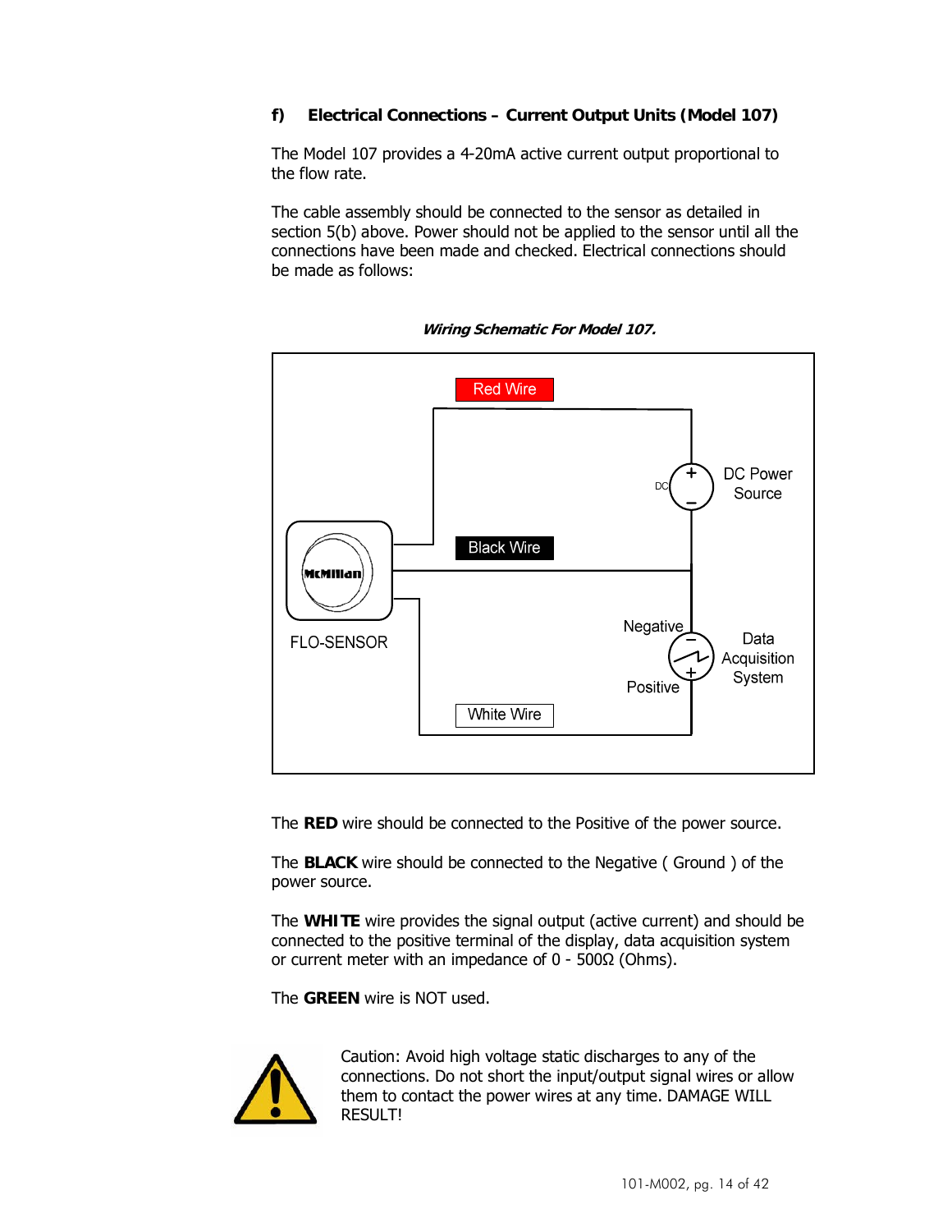### f) Electrical Connections – Current Output Units (Model 107)

The Model 107 provides a 4-20mA active current output proportional to the flow rate.

The cable assembly should be connected to the sensor as detailed in section 5(b) above. Power should not be applied to the sensor until all the connections have been made and checked. Electrical connections should be made as follows:

***Wiring Schematic For Model 107.***

Red Wire

DC Power Source

Black Wire

FLO-SENSOR

Negative

Data Acquisition System

Positive

White Wire

The **RED** wire should be connected to the Positive of the power source.

The **BLACK** wire should be connected to the Negative ( Ground ) of the power source.

The **WHITE** wire provides the signal output (active current) and should be connected to the positive terminal of the display, data acquisition system or current meter with an impedance of 0 - 500Ω (Ohms).

The **GREEN** wire is NOT used.

Caution: Avoid high voltage static discharges to any of the connections. Do not short the input/output signal wires or allow them to contact the power wires at any time. DAMAGE WILL RESULT!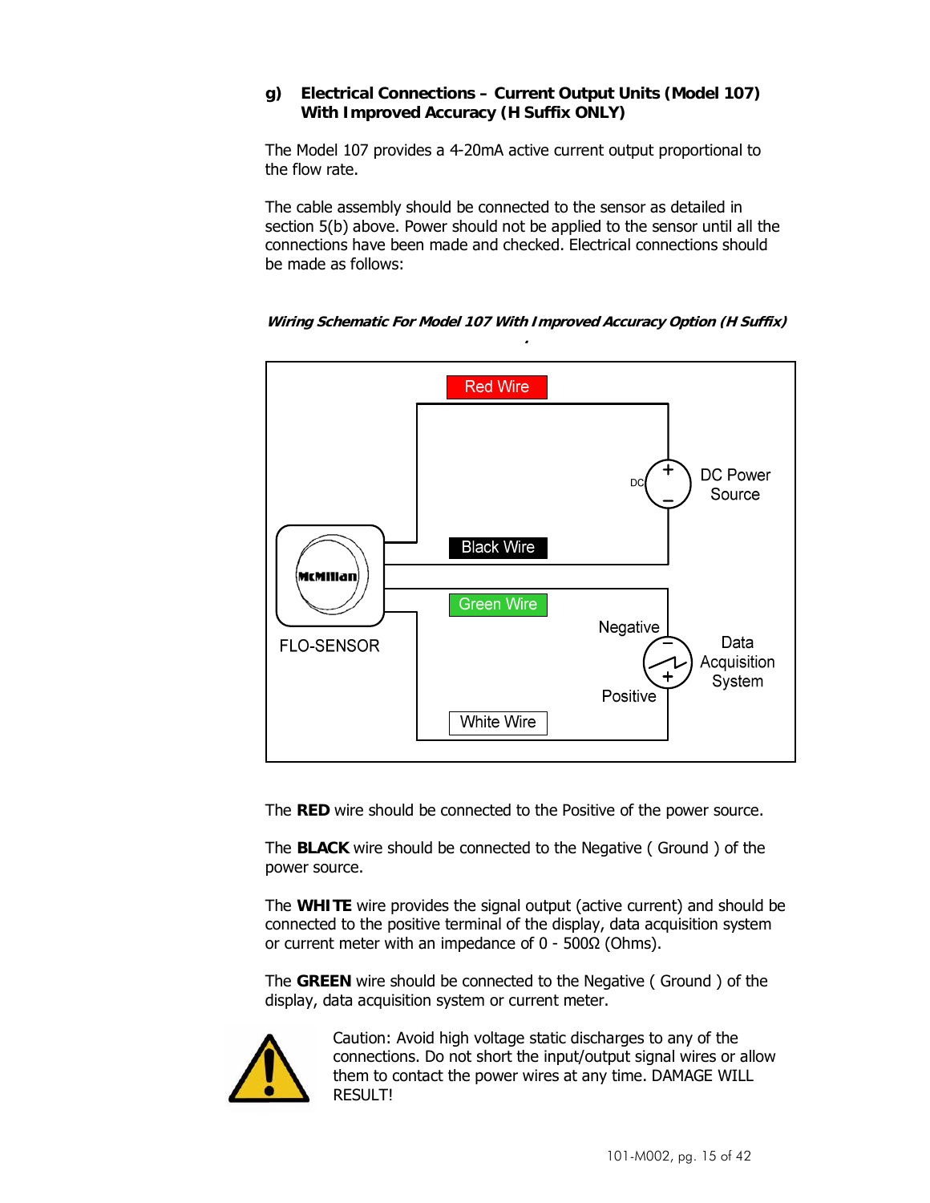### g) Electrical Connections – Current Output Units (Model 107) With Improved Accuracy (H Suffix ONLY)

The Model 107 provides a 4-20mA active current output proportional to the flow rate.

The cable assembly should be connected to the sensor as detailed in section 5(b) above. Power should not be applied to the sensor until all the connections have been made and checked. Electrical connections should be made as follows:

***Wiring Schematic For Model 107 With Improved Accuracy Option (H Suffix)***

Red Wire

DC Power Source

Black Wire

Green Wire

Negative

Data Acquisition System

Positive

White Wire

FLO-SENSOR

The **RED** wire should be connected to the Positive of the power source.

The **BLACK** wire should be connected to the Negative ( Ground ) of the power source.

The **WHITE** wire provides the signal output (active current) and should be connected to the positive terminal of the display, data acquisition system or current meter with an impedance of 0 - 500Ω (Ohms).

The **GREEN** wire should be connected to the Negative ( Ground ) of the display, data acquisition system or current meter.

Caution: Avoid high voltage static discharges to any of the connections. Do not short the input/output signal wires or allow them to contact the power wires at any time. DAMAGE WILL RESULT!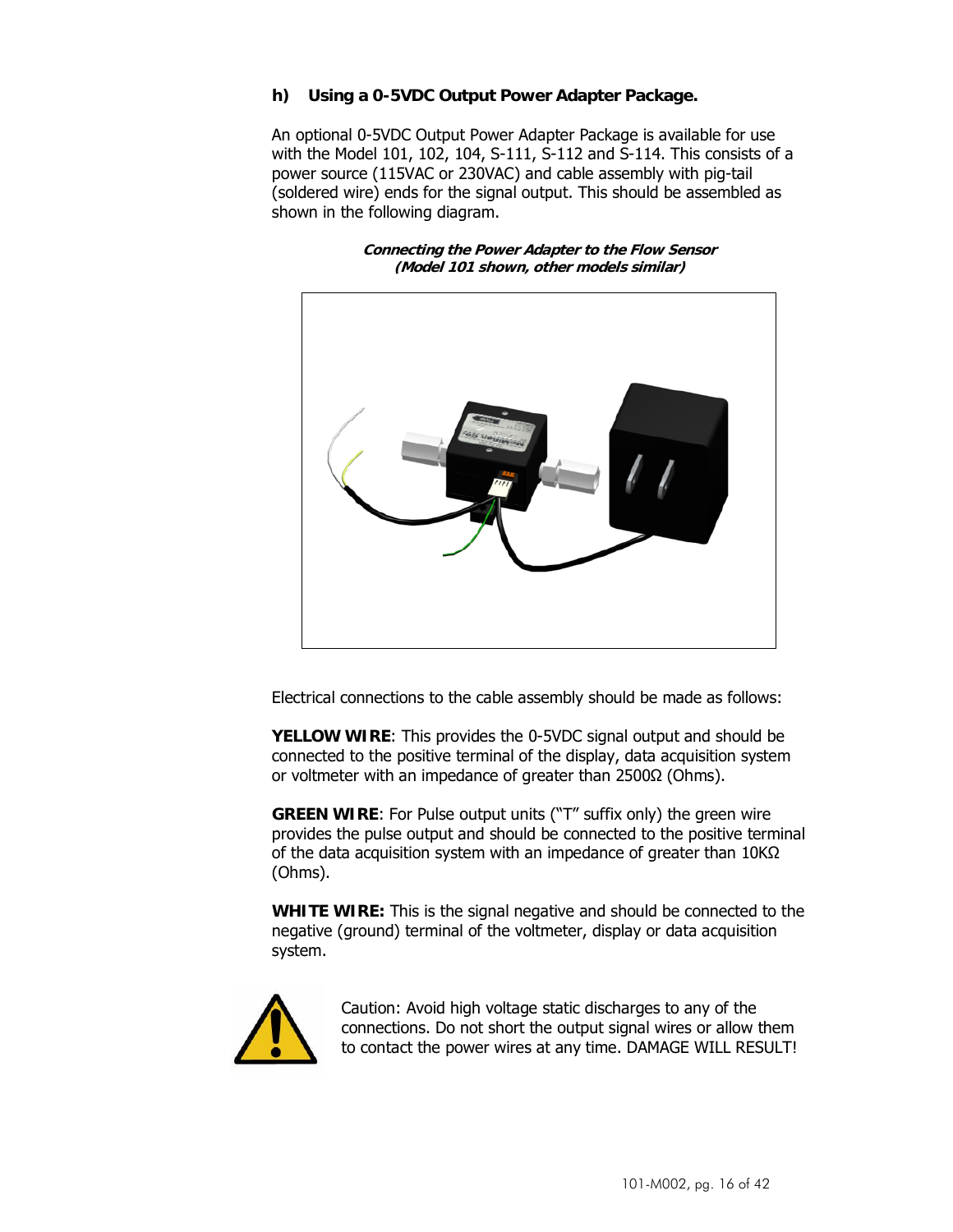### h) Using a 0-5VDC Output Power Adapter Package.

An optional 0-5VDC Output Power Adapter Package is available for use with the Model 101, 102, 104, S-111, S-112 and S-114. This consists of a power source (115VAC or 230VAC) and cable assembly with pig-tail (soldered wire) ends for the signal output. This should be assembled as shown in the following diagram.

***Connecting the Power Adapter to the Flow Sensor (Model 101 shown, other models similar)***

Electrical connections to the cable assembly should be made as follows:

**YELLOW WIRE**: This provides the 0-5VDC signal output and should be connected to the positive terminal of the display, data acquisition system or voltmeter with an impedance of greater than 2500Ω (Ohms).

**GREEN WIRE**: For Pulse output units ("T" suffix only) the green wire provides the pulse output and should be connected to the positive terminal of the data acquisition system with an impedance of greater than 10KΩ (Ohms).

**WHITE WIRE:** This is the signal negative and should be connected to the negative (ground) terminal of the voltmeter, display or data acquisition system.

Caution: Avoid high voltage static discharges to any of the connections. Do not short the output signal wires or allow them to contact the power wires at any time. DAMAGE WILL RESULT!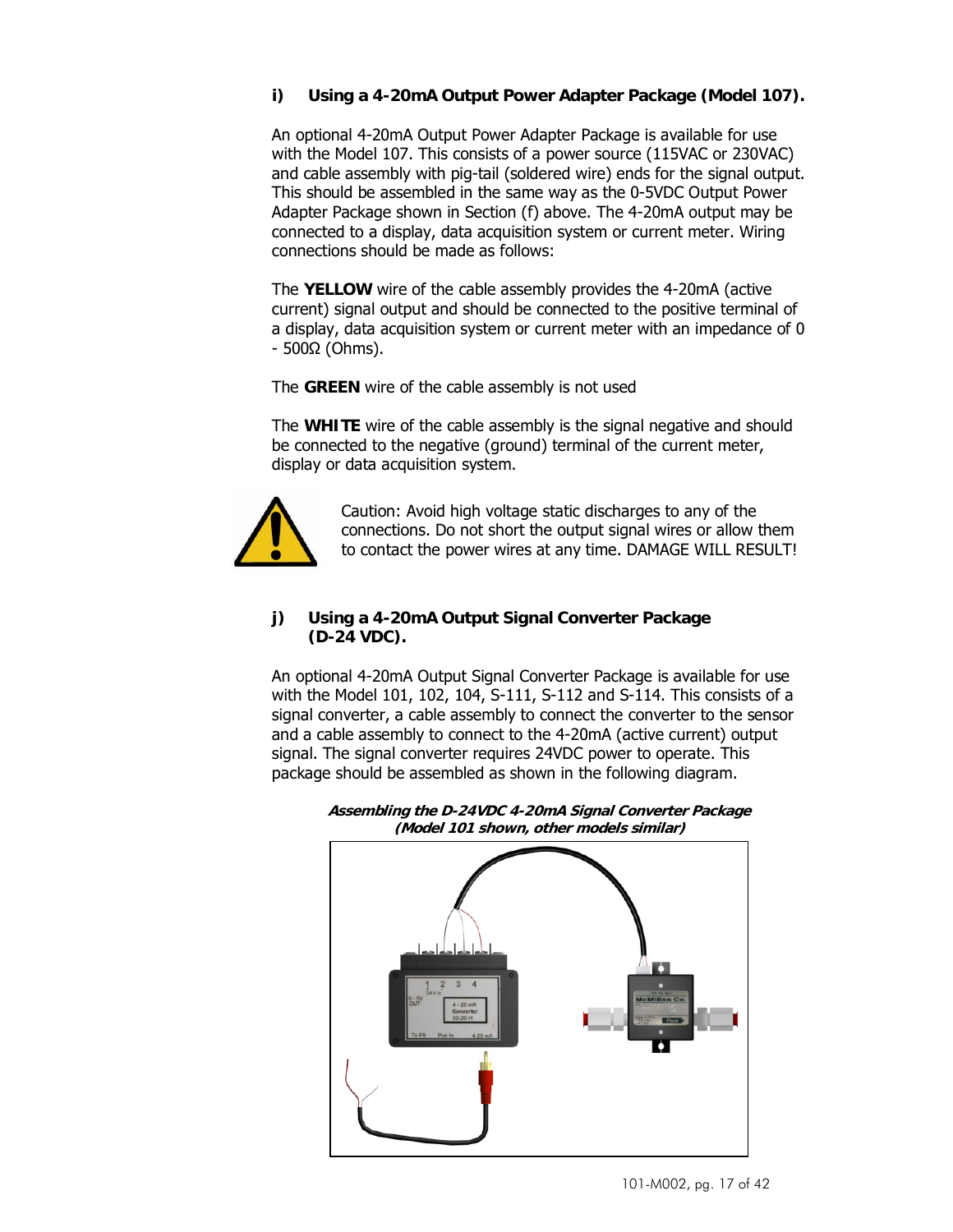### i) Using a 4-20mA Output Power Adapter Package (Model 107).

An optional 4-20mA Output Power Adapter Package is available for use with the Model 107. This consists of a power source (115VAC or 230VAC) and cable assembly with pig-tail (soldered wire) ends for the signal output. This should be assembled in the same way as the 0-5VDC Output Power Adapter Package shown in Section (f) above. The 4-20mA output may be connected to a display, data acquisition system or current meter. Wiring connections should be made as follows:

The **YELLOW** wire of the cable assembly provides the 4-20mA (active current) signal output and should be connected to the positive terminal of a display, data acquisition system or current meter with an impedance of 0 - 500Ω (Ohms).

The **GREEN** wire of the cable assembly is not used

The **WHITE** wire of the cable assembly is the signal negative and should be connected to the negative (ground) terminal of the current meter, display or data acquisition system.

Caution: Avoid high voltage static discharges to any of the connections. Do not short the output signal wires or allow them to contact the power wires at any time. DAMAGE WILL RESULT!

### j) Using a 4-20mA Output Signal Converter Package (D-24 VDC).

An optional 4-20mA Output Signal Converter Package is available for use with the Model 101, 102, 104, S-111, S-112 and S-114. This consists of a signal converter, a cable assembly to connect the converter to the sensor and a cable assembly to connect to the 4-20mA (active current) output signal. The signal converter requires 24VDC power to operate. This package should be assembled as shown in the following diagram.

***Assembling the D-24VDC 4-20mA Signal Converter Package (Model 101 shown, other models similar)***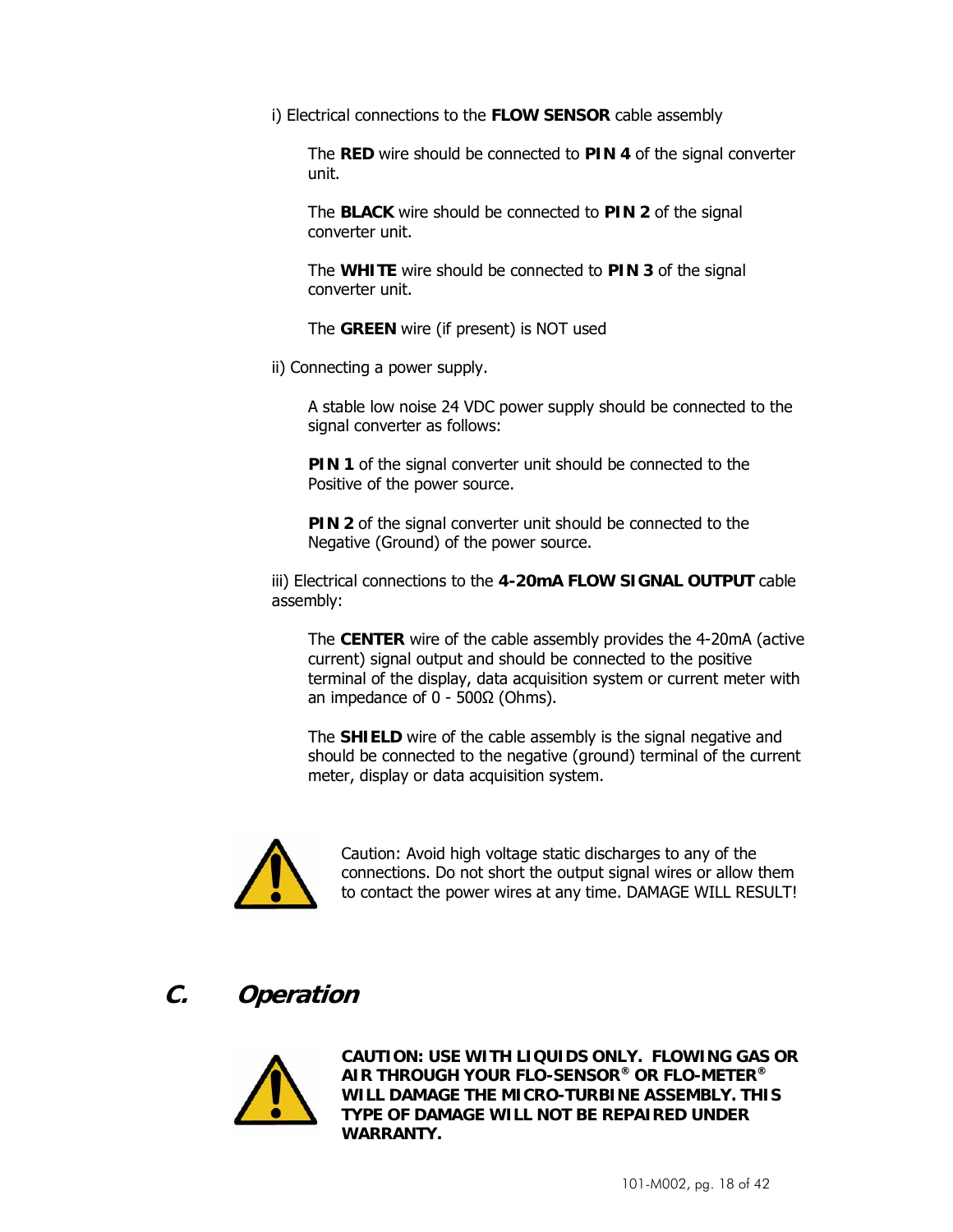i) Electrical connections to the **FLOW SENSOR** cable assembly

The **RED** wire should be connected to **PIN 4** of the signal converter unit.

The **BLACK** wire should be connected to **PIN 2** of the signal converter unit.

The **WHITE** wire should be connected to **PIN 3** of the signal converter unit.

The **GREEN** wire (if present) is NOT used

ii) Connecting a power supply.

A stable low noise 24 VDC power supply should be connected to the signal converter as follows:

**PIN 1** of the signal converter unit should be connected to the Positive of the power source.

**PIN 2** of the signal converter unit should be connected to the Negative (Ground) of the power source.

iii) Electrical connections to the **4-20mA FLOW SIGNAL OUTPUT** cable assembly:

The **CENTER** wire of the cable assembly provides the 4-20mA (active current) signal output and should be connected to the positive terminal of the display, data acquisition system or current meter with an impedance of 0 - 500Ω (Ohms).

The **SHIELD** wire of the cable assembly is the signal negative and should be connected to the negative (ground) terminal of the current meter, display or data acquisition system.

Caution: Avoid high voltage static discharges to any of the connections. Do not short the output signal wires or allow them to contact the power wires at any time. DAMAGE WILL RESULT!

## *C. Operation*

**CAUTION: USE WITH LIQUIDS ONLY. FLOWING GAS OR AIR THROUGH YOUR FLO-SENSOR® OR FLO-METER® WILL DAMAGE THE MICRO-TURBINE ASSEMBLY. THIS TYPE OF DAMAGE WILL NOT BE REPAIRED UNDER WARRANTY.**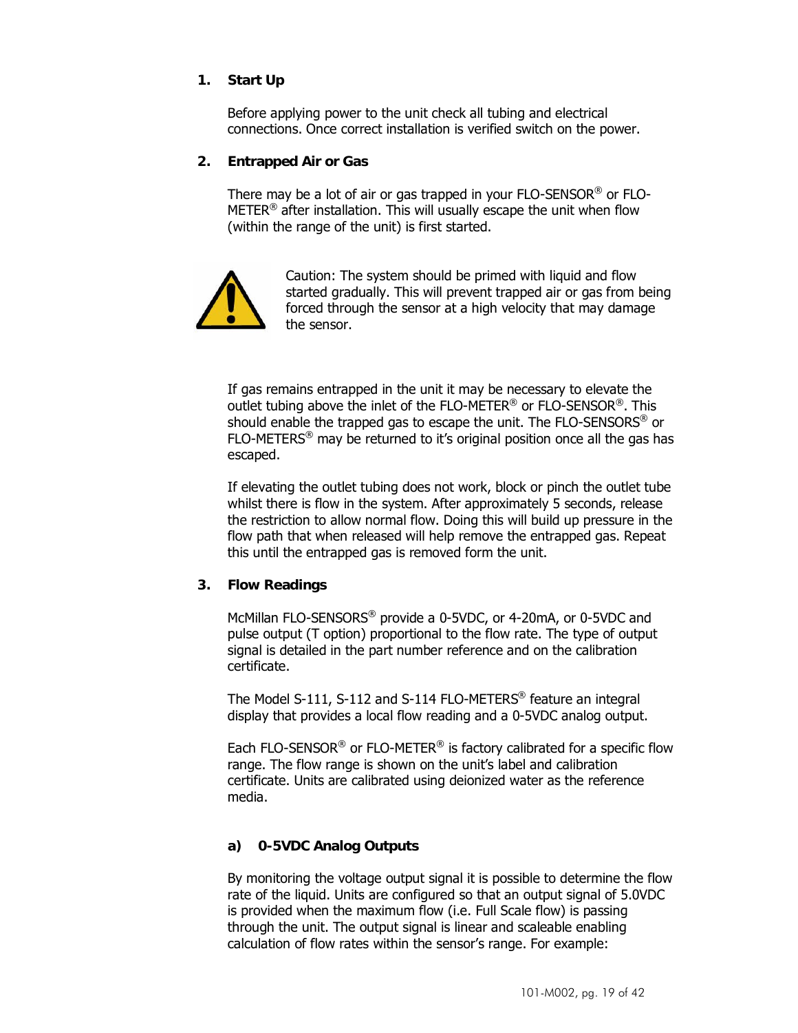## 1. Start Up

Before applying power to the unit check all tubing and electrical connections. Once correct installation is verified switch on the power.

## 2. Entrapped Air or Gas

There may be a lot of air or gas trapped in your FLO-SENSOR® or FLO-METER® after installation. This will usually escape the unit when flow (within the range of the unit) is first started.

Caution: The system should be primed with liquid and flow started gradually. This will prevent trapped air or gas from being forced through the sensor at a high velocity that may damage the sensor.

If gas remains entrapped in the unit it may be necessary to elevate the outlet tubing above the inlet of the FLO-METER® or FLO-SENSOR®. This should enable the trapped gas to escape the unit. The FLO-SENSORS® or FLO-METERS® may be returned to it's original position once all the gas has escaped.

If elevating the outlet tubing does not work, block or pinch the outlet tube whilst there is flow in the system. After approximately 5 seconds, release the restriction to allow normal flow. Doing this will build up pressure in the flow path that when released will help remove the entrapped gas. Repeat this until the entrapped gas is removed form the unit.

## 3. Flow Readings

McMillan FLO-SENSORS® provide a 0-5VDC, or 4-20mA, or 0-5VDC and pulse output (T option) proportional to the flow rate. The type of output signal is detailed in the part number reference and on the calibration certificate.

The Model S-111, S-112 and S-114 FLO-METERS® feature an integral display that provides a local flow reading and a 0-5VDC analog output.

Each FLO-SENSOR® or FLO-METER® is factory calibrated for a specific flow range. The flow range is shown on the unit's label and calibration certificate. Units are calibrated using deionized water as the reference media.

### a) 0-5VDC Analog Outputs

By monitoring the voltage output signal it is possible to determine the flow rate of the liquid. Units are configured so that an output signal of 5.0VDC is provided when the maximum flow (i.e. Full Scale flow) is passing through the unit. The output signal is linear and scaleable enabling calculation of flow rates within the sensor's range. For example: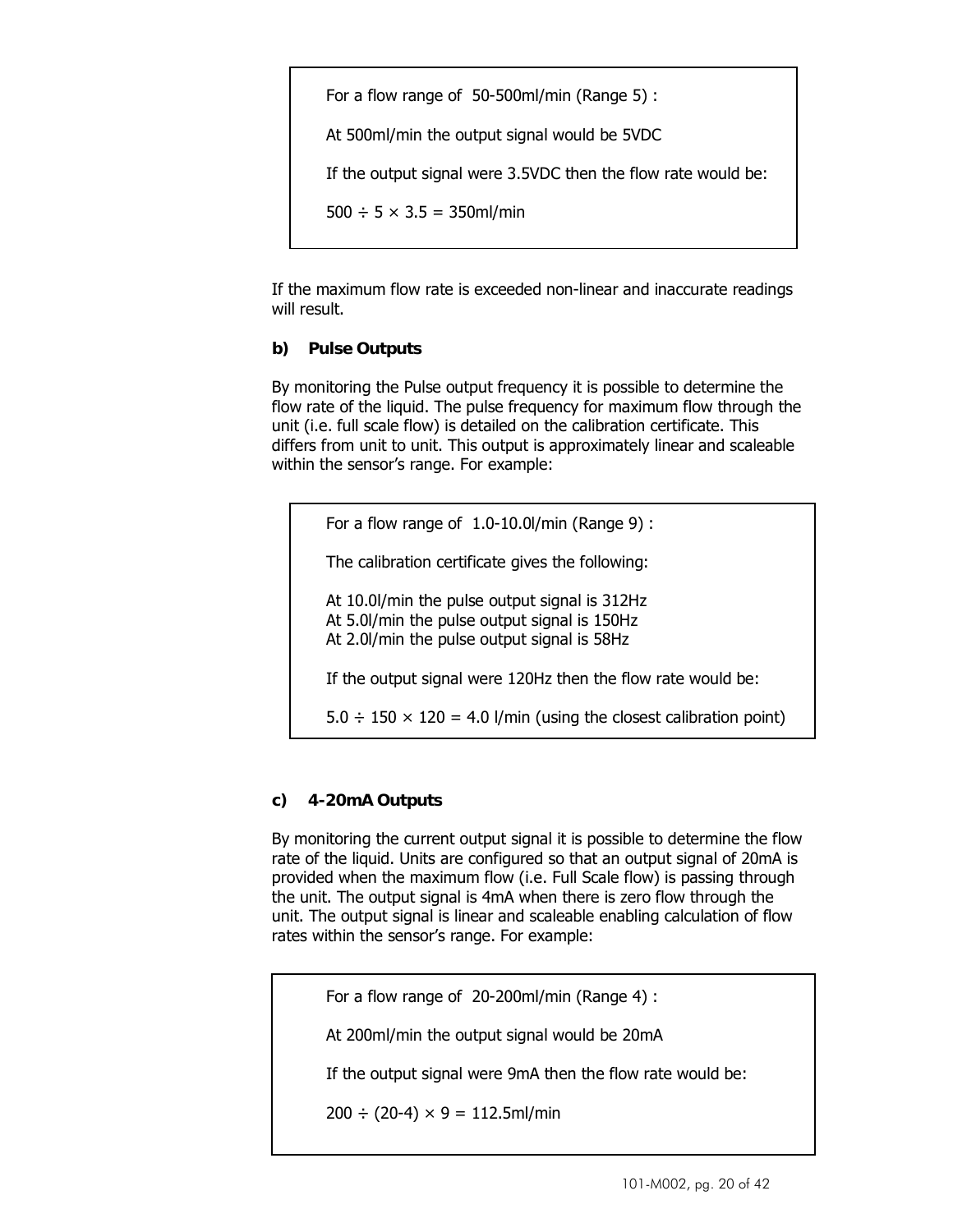> For a flow range of 50-500ml/min (Range 5) :
>
> At 500ml/min the output signal would be 5VDC
>
> If the output signal were 3.5VDC then the flow rate would be:
>
> $500 \div 5 \times 3.5 = 350$ml/min

If the maximum flow rate is exceeded non-linear and inaccurate readings will result.

### b) Pulse Outputs

By monitoring the Pulse output frequency it is possible to determine the flow rate of the liquid. The pulse frequency for maximum flow through the unit (i.e. full scale flow) is detailed on the calibration certificate. This differs from unit to unit. This output is approximately linear and scaleable within the sensor's range. For example:

> For a flow range of 1.0-10.0l/min (Range 9) :
>
> The calibration certificate gives the following:
>
> At 10.0l/min the pulse output signal is 312Hz
> At 5.0l/min the pulse output signal is 150Hz
> At 2.0l/min the pulse output signal is 58Hz
>
> If the output signal were 120Hz then the flow rate would be:
>
> $5.0 \div 150 \times 120 = 4.0$ l/min (using the closest calibration point)

### c) 4-20mA Outputs

By monitoring the current output signal it is possible to determine the flow rate of the liquid. Units are configured so that an output signal of 20mA is provided when the maximum flow (i.e. Full Scale flow) is passing through the unit. The output signal is 4mA when there is zero flow through the unit. The output signal is linear and scaleable enabling calculation of flow rates within the sensor's range. For example:

> For a flow range of 20-200ml/min (Range 4) :
>
> At 200ml/min the output signal would be 20mA
>
> If the output signal were 9mA then the flow rate would be:
>
> $200 \div (20-4) \times 9 = 112.5$ml/min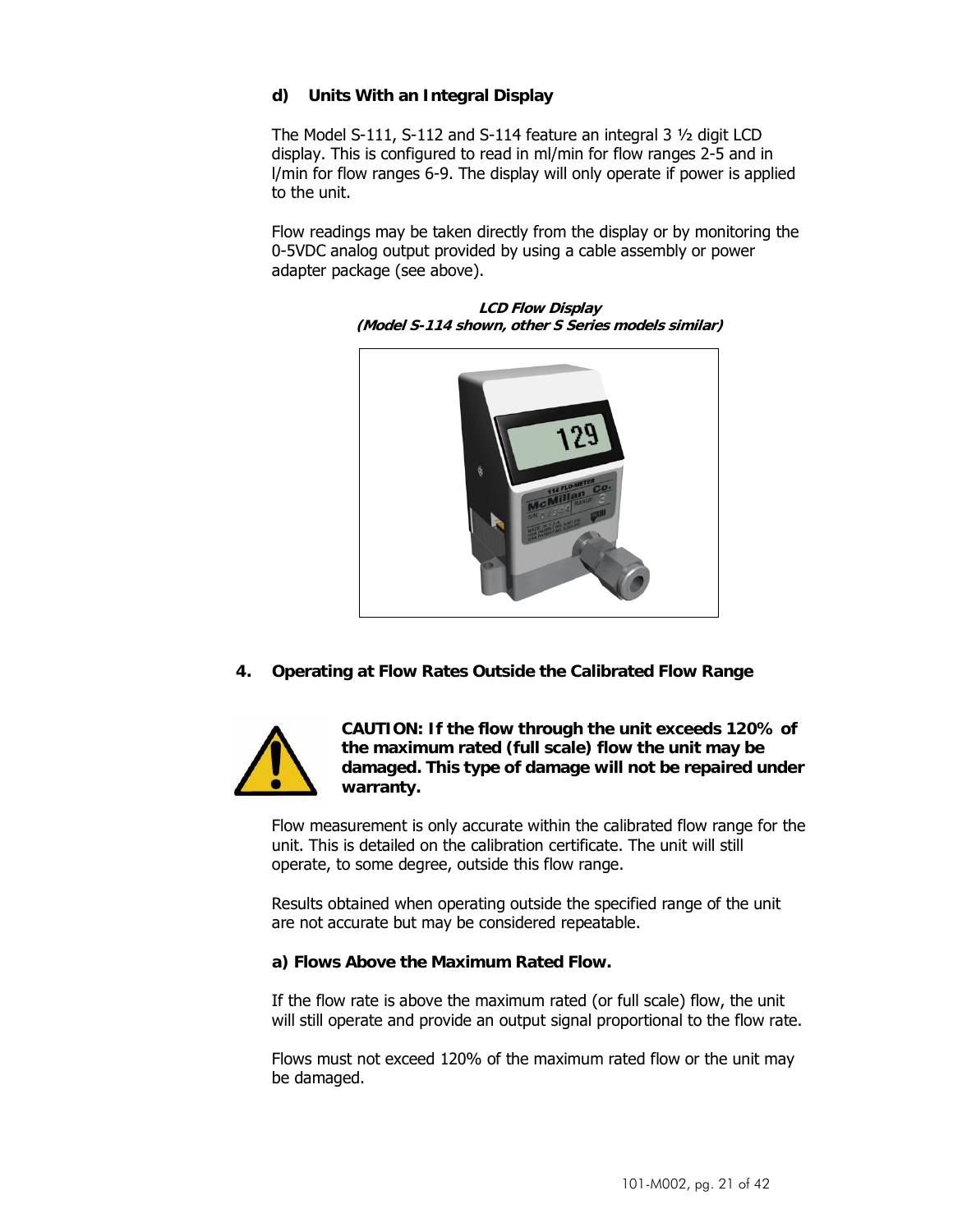### d) Units With an Integral Display

The Model S-111, S-112 and S-114 feature an integral 3 ½ digit LCD display. This is configured to read in ml/min for flow ranges 2-5 and in l/min for flow ranges 6-9. The display will only operate if power is applied to the unit.

Flow readings may be taken directly from the display or by monitoring the 0-5VDC analog output provided by using a cable assembly or power adapter package (see above).

***LCD Flow Display***
***(Model S-114 shown, other S Series models similar)***

## 4. Operating at Flow Rates Outside the Calibrated Flow Range

**CAUTION: If the flow through the unit exceeds 120% of the maximum rated (full scale) flow the unit may be damaged. This type of damage will not be repaired under warranty.**

Flow measurement is only accurate within the calibrated flow range for the unit. This is detailed on the calibration certificate. The unit will still operate, to some degree, outside this flow range.

Results obtained when operating outside the specified range of the unit are not accurate but may be considered repeatable.

### a) Flows Above the Maximum Rated Flow.

If the flow rate is above the maximum rated (or full scale) flow, the unit will still operate and provide an output signal proportional to the flow rate.

Flows must not exceed 120% of the maximum rated flow or the unit may be damaged.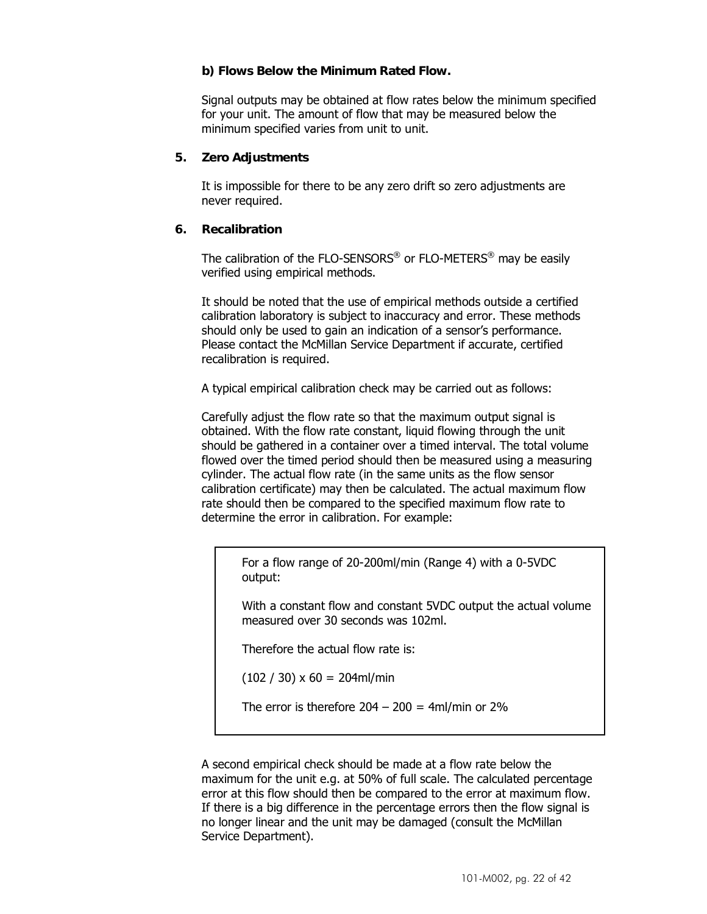**b) Flows Below the Minimum Rated Flow.**

Signal outputs may be obtained at flow rates below the minimum specified for your unit. The amount of flow that may be measured below the minimum specified varies from unit to unit.

**5. Zero Adjustments**

It is impossible for there to be any zero drift so zero adjustments are never required.

**6. Recalibration**

The calibration of the FLO-SENSORS® or FLO-METERS® may be easily verified using empirical methods.

It should be noted that the use of empirical methods outside a certified calibration laboratory is subject to inaccuracy and error. These methods should only be used to gain an indication of a sensor's performance. Please contact the McMillan Service Department if accurate, certified recalibration is required.

A typical empirical calibration check may be carried out as follows:

Carefully adjust the flow rate so that the maximum output signal is obtained. With the flow rate constant, liquid flowing through the unit should be gathered in a container over a timed interval. The total volume flowed over the timed period should then be measured using a measuring cylinder. The actual flow rate (in the same units as the flow sensor calibration certificate) may then be calculated. The actual maximum flow rate should then be compared to the specified maximum flow rate to determine the error in calibration. For example:

> For a flow range of 20-200ml/min (Range 4) with a 0-5VDC output:
>
> With a constant flow and constant 5VDC output the actual volume measured over 30 seconds was 102ml.
>
> Therefore the actual flow rate is:
>
> $(102 / 30) \times 60 = 204$ml/min
>
> The error is therefore $204 - 200 = 4$ml/min or 2%

A second empirical check should be made at a flow rate below the maximum for the unit e.g. at 50% of full scale. The calculated percentage error at this flow should then be compared to the error at maximum flow. If there is a big difference in the percentage errors then the flow signal is no longer linear and the unit may be damaged (consult the McMillan Service Department).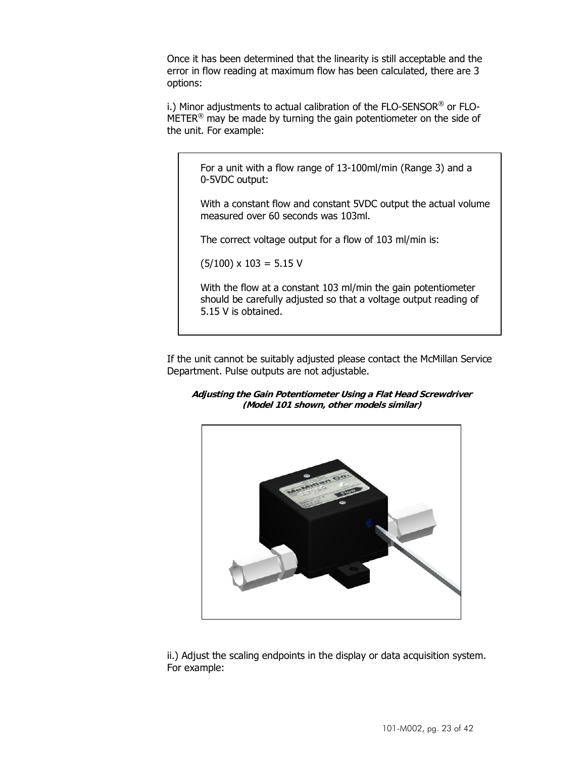Once it has been determined that the linearity is still acceptable and the error in flow reading at maximum flow has been calculated, there are 3 options:

i.) Minor adjustments to actual calibration of the FLO-SENSOR® or FLO-METER® may be made by turning the gain potentiometer on the side of the unit. For example:

> For a unit with a flow range of 13-100ml/min (Range 3) and a 0-5VDC output:
>
> With a constant flow and constant 5VDC output the actual volume measured over 60 seconds was 103ml.
>
> The correct voltage output for a flow of 103 ml/min is:
>
> $(5/100) \times 103 = 5.15$ V
>
> With the flow at a constant 103 ml/min the gain potentiometer should be carefully adjusted so that a voltage output reading of 5.15 V is obtained.

If the unit cannot be suitably adjusted please contact the McMillan Service Department. Pulse outputs are not adjustable.

***Adjusting the Gain Potentiometer Using a Flat Head Screwdriver (Model 101 shown, other models similar)***

ii.) Adjust the scaling endpoints in the display or data acquisition system. For example: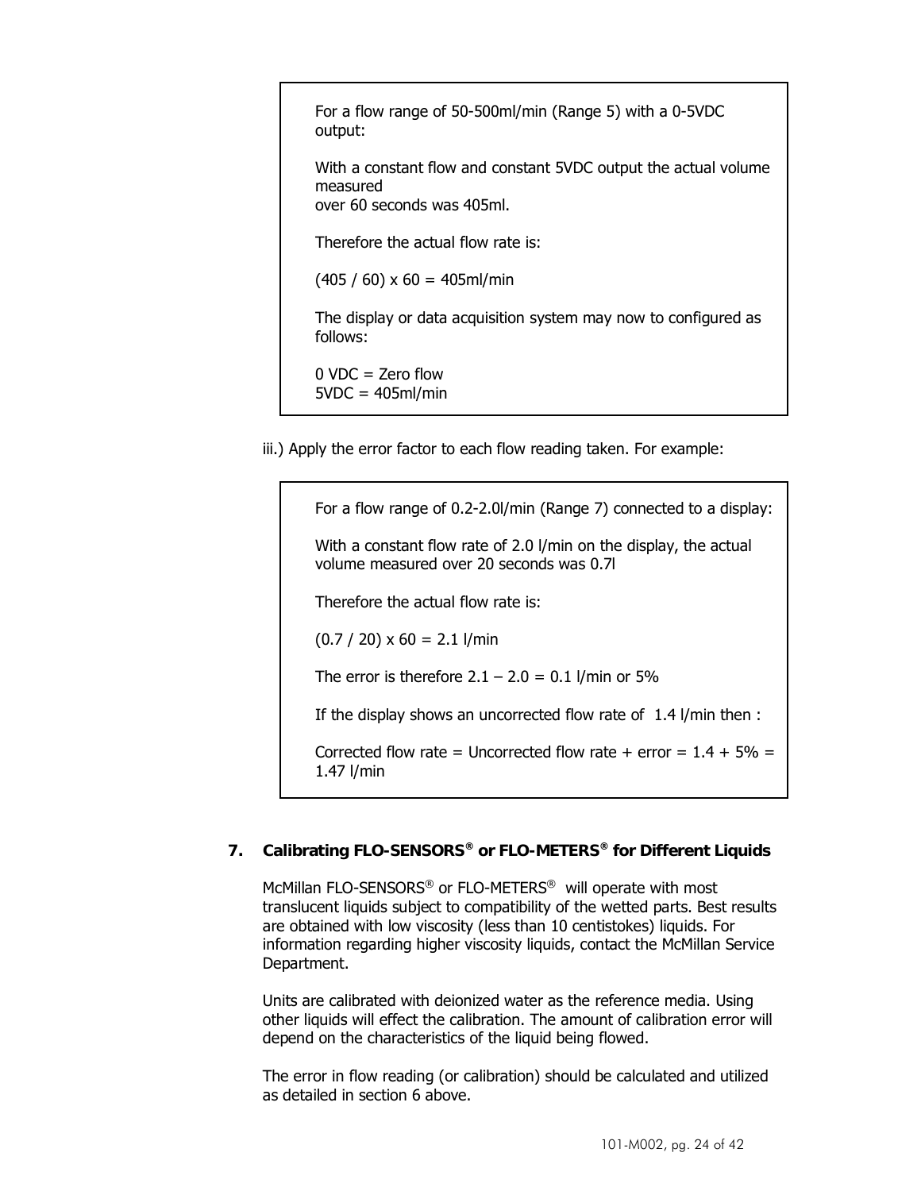> For a flow range of 50-500ml/min (Range 5) with a 0-5VDC output:
>
> With a constant flow and constant 5VDC output the actual volume measured
> over 60 seconds was 405ml.
>
> Therefore the actual flow rate is:
>
> (405 / 60) x 60 = 405ml/min
>
> The display or data acquisition system may now to configured as follows:
>
> 0 VDC = Zero flow
> 5VDC = 405ml/min

iii.) Apply the error factor to each flow reading taken. For example:

> For a flow range of 0.2-2.0l/min (Range 7) connected to a display:
>
> With a constant flow rate of 2.0 l/min on the display, the actual volume measured over 20 seconds was 0.7l
>
> Therefore the actual flow rate is:
>
> (0.7 / 20) x 60 = 2.1 l/min
>
> The error is therefore 2.1 – 2.0 = 0.1 l/min or 5%
>
> If the display shows an uncorrected flow rate of 1.4 l/min then :
>
> Corrected flow rate = Uncorrected flow rate + error = 1.4 + 5% = 1.47 l/min

## 7. Calibrating FLO-SENSORS® or FLO-METERS® for Different Liquids

McMillan FLO-SENSORS® or FLO-METERS® will operate with most translucent liquids subject to compatibility of the wetted parts. Best results are obtained with low viscosity (less than 10 centistokes) liquids. For information regarding higher viscosity liquids, contact the McMillan Service Department.

Units are calibrated with deionized water as the reference media. Using other liquids will effect the calibration. The amount of calibration error will depend on the characteristics of the liquid being flowed.

The error in flow reading (or calibration) should be calculated and utilized as detailed in section 6 above.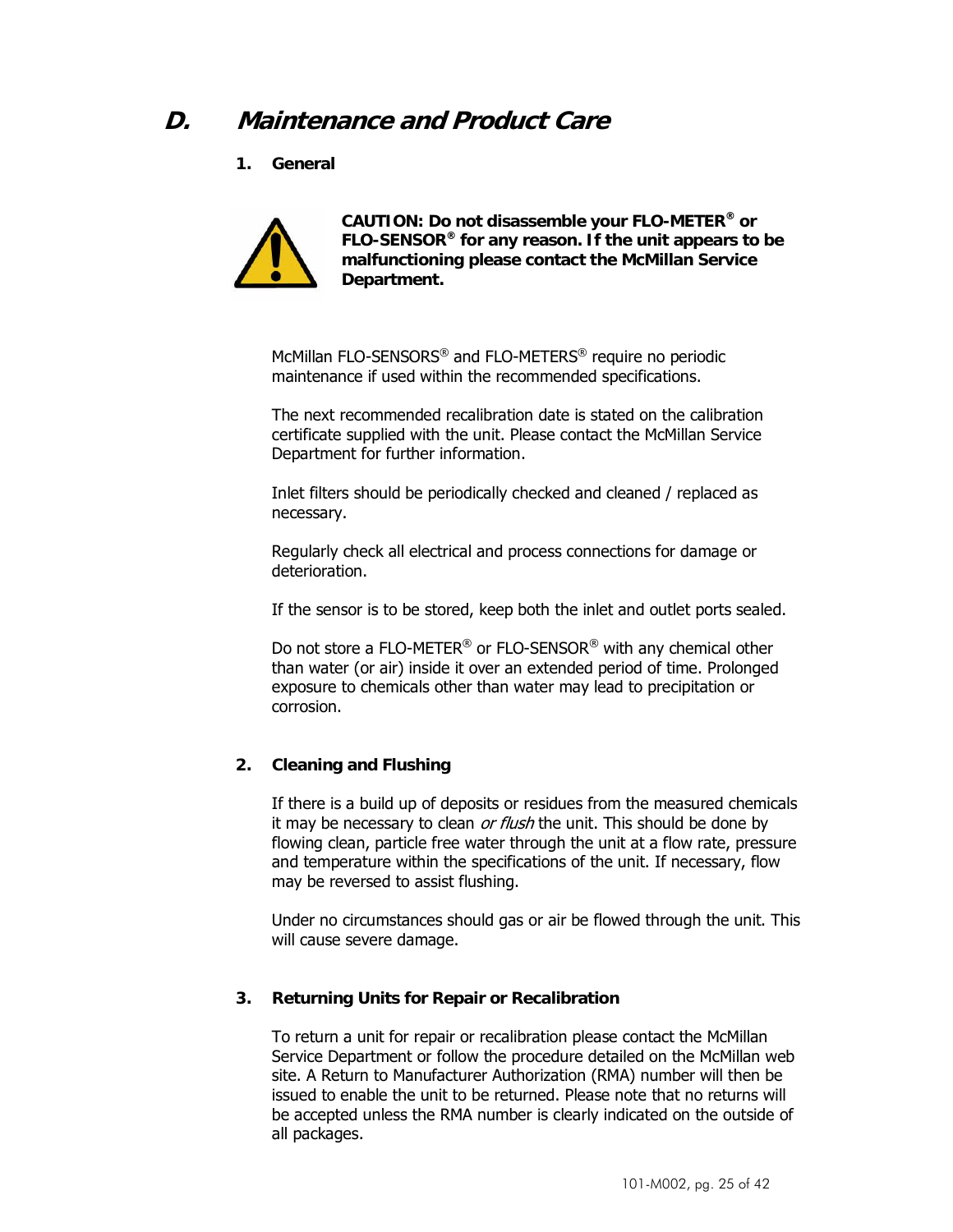# D. *Maintenance and Product Care*

## 1. General

**CAUTION: Do not disassemble your FLO-METER® or FLO-SENSOR® for any reason. If the unit appears to be malfunctioning please contact the McMillan Service Department.**

McMillan FLO-SENSORS® and FLO-METERS® require no periodic maintenance if used within the recommended specifications.

The next recommended recalibration date is stated on the calibration certificate supplied with the unit. Please contact the McMillan Service Department for further information.

Inlet filters should be periodically checked and cleaned / replaced as necessary.

Regularly check all electrical and process connections for damage or deterioration.

If the sensor is to be stored, keep both the inlet and outlet ports sealed.

Do not store a FLO-METER® or FLO-SENSOR® with any chemical other than water (or air) inside it over an extended period of time. Prolonged exposure to chemicals other than water may lead to precipitation or corrosion.

## 2. Cleaning and Flushing

If there is a build up of deposits or residues from the measured chemicals it may be necessary to clean *or flush* the unit. This should be done by flowing clean, particle free water through the unit at a flow rate, pressure and temperature within the specifications of the unit. If necessary, flow may be reversed to assist flushing.

Under no circumstances should gas or air be flowed through the unit. This will cause severe damage.

## 3. Returning Units for Repair or Recalibration

To return a unit for repair or recalibration please contact the McMillan Service Department or follow the procedure detailed on the McMillan web site. A Return to Manufacturer Authorization (RMA) number will then be issued to enable the unit to be returned. Please note that no returns will be accepted unless the RMA number is clearly indicated on the outside of all packages.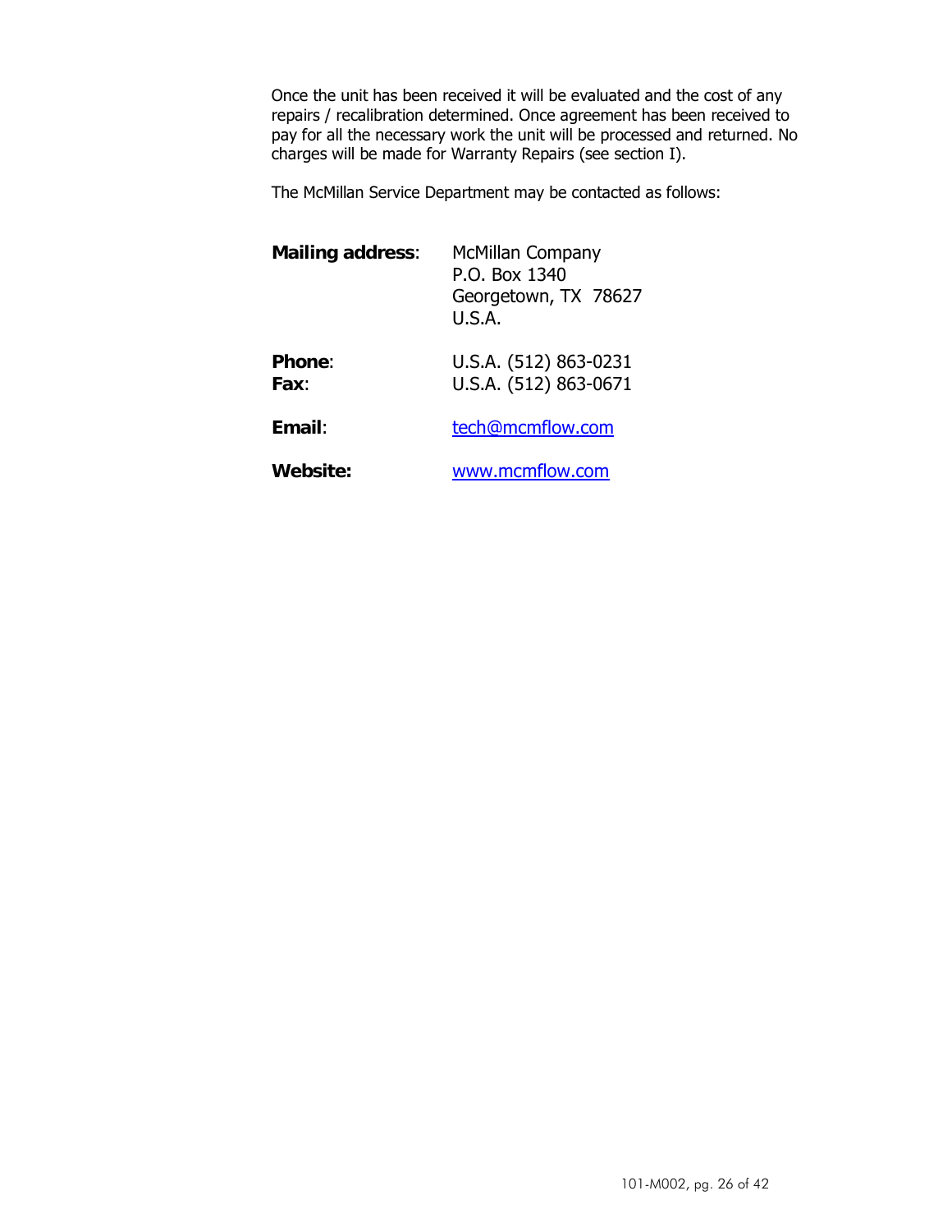Once the unit has been received it will be evaluated and the cost of any repairs / recalibration determined. Once agreement has been received to pay for all the necessary work the unit will be processed and returned. No charges will be made for Warranty Repairs (see section I).

The McMillan Service Department may be contacted as follows:

**Mailing address**: McMillan Company
P.O. Box 1340
Georgetown, TX 78627
U.S.A.

**Phone**: U.S.A. (512) 863-0231
**Fax**: U.S.A. (512) 863-0671

**Email**: tech@mcmflow.com

**Website:** www.mcmflow.com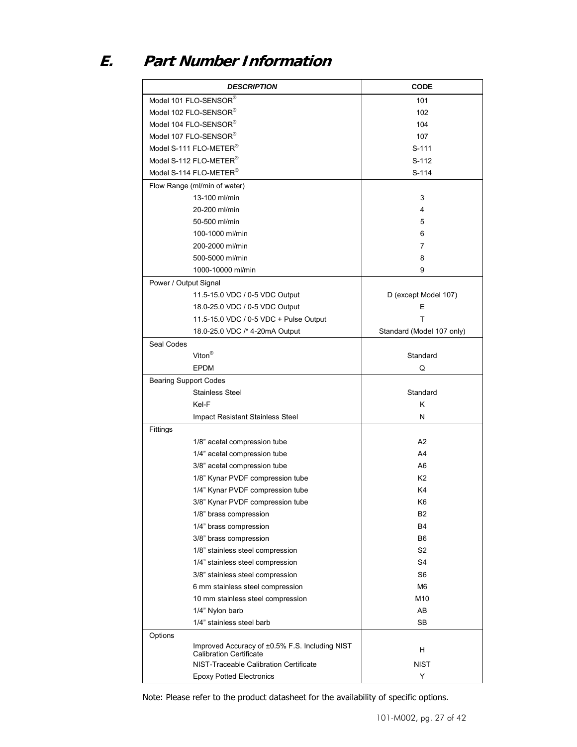## E. Part Number Information

| DESCRIPTION | CODE |
|---|---|
| Model 101 FLO-SENSOR® | 101 |
| Model 102 FLO-SENSOR® | 102 |
| Model 104 FLO-SENSOR® | 104 |
| Model 107 FLO-SENSOR® | 107 |
| Model S-111 FLO-METER® | S-111 |
| Model S-112 FLO-METER® | S-112 |
| Model S-114 FLO-METER® | S-114 |
| Flow Range (ml/min of water) | |
| 13-100 ml/min | 3 |
| 20-200 ml/min | 4 |
| 50-500 ml/min | 5 |
| 100-1000 ml/min | 6 |
| 200-2000 ml/min | 7 |
| 500-5000 ml/min | 8 |
| 1000-10000 ml/min | 9 |
| Power / Output Signal | |
| 11.5-15.0 VDC / 0-5 VDC Output | D (except Model 107) |
| 18.0-25.0 VDC / 0-5 VDC Output | E |
| 11.5-15.0 VDC / 0-5 VDC + Pulse Output | T |
| 18.0-25.0 VDC /* 4-20mA Output | Standard (Model 107 only) |
| Seal Codes | |
| Viton® | Standard |
| EPDM | Q |
| Bearing Support Codes | |
| Stainless Steel | Standard |
| Kel-F | K |
| Impact Resistant Stainless Steel | N |
| Fittings | |
| 1/8" acetal compression tube | A2 |
| 1/4" acetal compression tube | A4 |
| 3/8" acetal compression tube | A6 |
| 1/8" Kynar PVDF compression tube | K2 |
| 1/4" Kynar PVDF compression tube | K4 |
| 3/8" Kynar PVDF compression tube | K6 |
| 1/8" brass compression | B2 |
| 1/4" brass compression | B4 |
| 3/8" brass compression | B6 |
| 1/8" stainless steel compression | S2 |
| 1/4" stainless steel compression | S4 |
| 3/8" stainless steel compression | S6 |
| 6 mm stainless steel compression | M6 |
| 10 mm stainless steel compression | M10 |
| 1/4" Nylon barb | AB |
| 1/4" stainless steel barb | SB |
| Options | |
| Improved Accuracy of ±0.5% F.S. Including NIST Calibration Certificate | H |
| NIST-Traceable Calibration Certificate | NIST |
| Epoxy Potted Electronics | Y |

Note: Please refer to the product datasheet for the availability of specific options.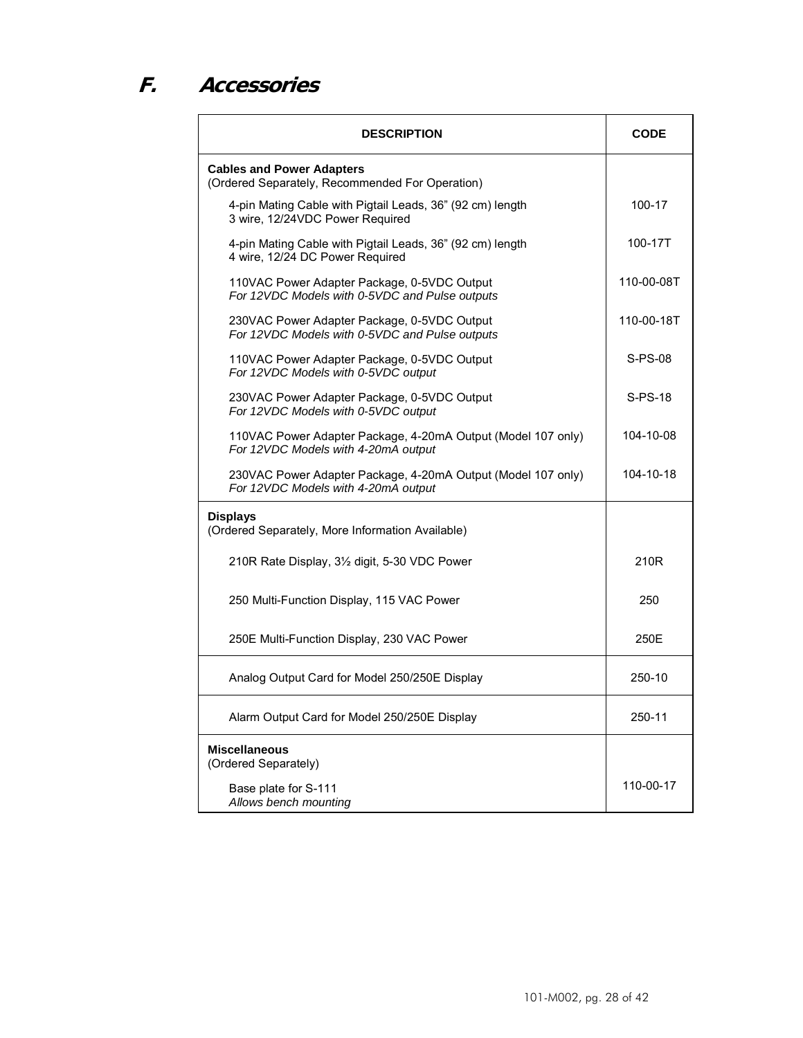## F. Accessories

| DESCRIPTION | CODE |
|---|---|
| **Cables and Power Adapters**<br>(Ordered Separately, Recommended For Operation) | |
| 4-pin Mating Cable with Pigtail Leads, 36" (92 cm) length<br>3 wire, 12/24VDC Power Required | 100-17 |
| 4-pin Mating Cable with Pigtail Leads, 36" (92 cm) length<br>4 wire, 12/24 DC Power Required | 100-17T |
| 110VAC Power Adapter Package, 0-5VDC Output<br>*For 12VDC Models with 0-5VDC and Pulse outputs* | 110-00-08T |
| 230VAC Power Adapter Package, 0-5VDC Output<br>*For 12VDC Models with 0-5VDC and Pulse outputs* | 110-00-18T |
| 110VAC Power Adapter Package, 0-5VDC Output<br>*For 12VDC Models with 0-5VDC output* | S-PS-08 |
| 230VAC Power Adapter Package, 0-5VDC Output<br>*For 12VDC Models with 0-5VDC output* | S-PS-18 |
| 110VAC Power Adapter Package, 4-20mA Output (Model 107 only)<br>*For 12VDC Models with 4-20mA output* | 104-10-08 |
| 230VAC Power Adapter Package, 4-20mA Output (Model 107 only)<br>*For 12VDC Models with 4-20mA output* | 104-10-18 |
| **Displays**<br>(Ordered Separately, More Information Available) | |
| 210R Rate Display, 3½ digit, 5-30 VDC Power | 210R |
| 250 Multi-Function Display, 115 VAC Power | 250 |
| 250E Multi-Function Display, 230 VAC Power | 250E |
| Analog Output Card for Model 250/250E Display | 250-10 |
| Alarm Output Card for Model 250/250E Display | 250-11 |
| **Miscellaneous**<br>(Ordered Separately) | |
| Base plate for S-111<br>*Allows bench mounting* | 110-00-17 |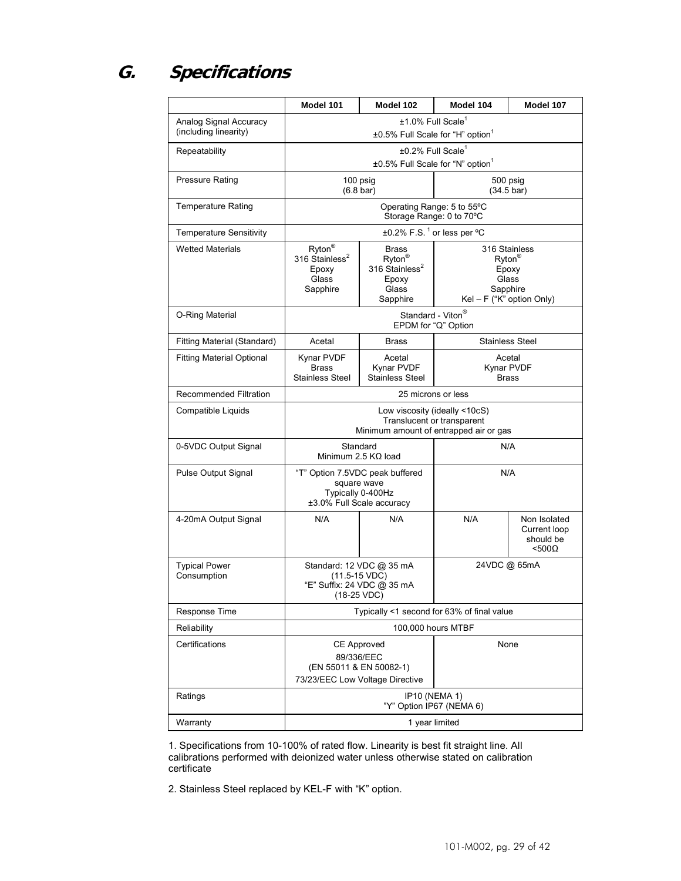## G. Specifications

| | Model 101 | Model 102 | Model 104 | Model 107 |
|---|---|---|---|---|
| Analog Signal Accuracy (including linearity) | ±1.0% Full Scale[1]<br>±0.5% Full Scale for "H" option[1] | | | |
| Repeatability | ±0.2% Full Scale[1]<br>±0.5% Full Scale for "N" option[1] | | | |
| Pressure Rating | 100 psig<br>(6.8 bar) | | 500 psig<br>(34.5 bar) | |
| Temperature Rating | Operating Range: 5 to 55ºC<br>Storage Range: 0 to 70ºC | | | |
| Temperature Sensitivity | ±0.2% F.S. [1] or less per ºC | | | |
| Wetted Materials | Ryton®<br>316 Stainless[2]<br>Epoxy<br>Glass<br>Sapphire | Brass<br>Ryton®<br>316 Stainless[2]<br>Epoxy<br>Glass<br>Sapphire | 316 Stainless<br>Ryton®<br>Epoxy<br>Glass<br>Sapphire<br>Kel – F ("K" option Only) | |
| O-Ring Material | Standard - Viton®<br>EPDM for "Q" Option | | | |
| Fitting Material (Standard) | Acetal | Brass | Stainless Steel | |
| Fitting Material Optional | Kynar PVDF<br>Brass<br>Stainless Steel | Acetal<br>Kynar PVDF<br>Stainless Steel | Acetal<br>Kynar PVDF<br>Brass | |
| Recommended Filtration | 25 microns or less | | | |
| Compatible Liquids | Low viscosity (ideally <10cS)<br>Translucent or transparent<br>Minimum amount of entrapped air or gas | | | |
| 0-5VDC Output Signal | Standard<br>Minimum 2.5 KΩ load | | N/A | |
| Pulse Output Signal | "T" Option 7.5VDC peak buffered square wave<br>Typically 0-400Hz<br>±3.0% Full Scale accuracy | | N/A | |
| 4-20mA Output Signal | N/A | N/A | N/A | Non Isolated Current loop should be <500Ω |
| Typical Power Consumption | Standard: 12 VDC @ 35 mA<br>(11.5-15 VDC)<br>"E" Suffix: 24 VDC @ 35 mA<br>(18-25 VDC) | | 24VDC @ 65mA | |
| Response Time | Typically <1 second for 63% of final value | | | |
| Reliability | 100,000 hours MTBF | | | |
| Certifications | CE Approved<br>89/336/EEC<br>(EN 55011 & EN 50082-1)<br>73/23/EEC Low Voltage Directive | | None | |
| Ratings | IP10 (NEMA 1)<br>"Y" Option IP67 (NEMA 6) | | | |
| Warranty | 1 year limited | | | |

1. Specifications from 10-100% of rated flow. Linearity is best fit straight line. All calibrations performed with deionized water unless otherwise stated on calibration certificate

2. Stainless Steel replaced by KEL-F with "K" option.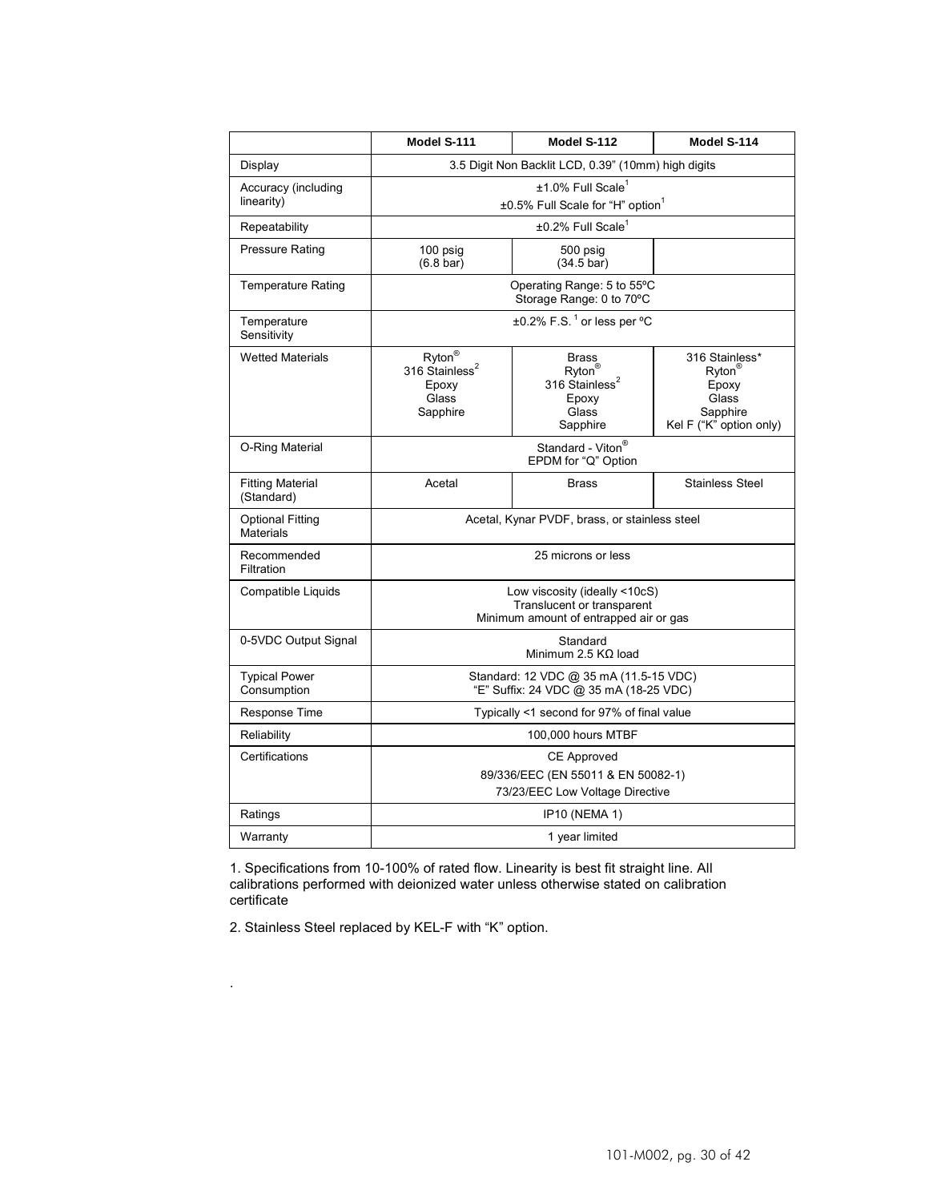| | Model S-111 | Model S-112 | Model S-114 |
|---|---|---|---|
| Display | 3.5 Digit Non Backlit LCD, 0.39" (10mm) high digits | | |
| Accuracy (including linearity) | ±1.0% Full Scale[1]<br>±0.5% Full Scale for "H" option[1] | | |
| Repeatability | ±0.2% Full Scale[1] | | |
| Pressure Rating | 100 psig (6.8 bar) | 500 psig (34.5 bar) | |
| Temperature Rating | Operating Range: 5 to 55ºC<br>Storage Range: 0 to 70ºC | | |
| Temperature Sensitivity | ±0.2% F.S. [1] or less per ºC | | |
| Wetted Materials | Ryton®<br>316 Stainless[2]<br>Epoxy<br>Glass<br>Sapphire | Brass<br>Ryton®<br>316 Stainless[2]<br>Epoxy<br>Glass<br>Sapphire | 316 Stainless*<br>Ryton®<br>Epoxy<br>Glass<br>Sapphire<br>Kel F ("K" option only) |
| O-Ring Material | Standard - Viton®<br>EPDM for "Q" Option | | |
| Fitting Material (Standard) | Acetal | Brass | Stainless Steel |
| Optional Fitting Materials | Acetal, Kynar PVDF, brass, or stainless steel | | |
| Recommended Filtration | 25 microns or less | | |
| Compatible Liquids | Low viscosity (ideally <10cS)<br>Translucent or transparent<br>Minimum amount of entrapped air or gas | | |
| 0-5VDC Output Signal | Standard<br>Minimum 2.5 KΩ load | | |
| Typical Power Consumption | Standard: 12 VDC @ 35 mA (11.5-15 VDC)<br>"E" Suffix: 24 VDC @ 35 mA (18-25 VDC) | | |
| Response Time | Typically <1 second for 97% of final value | | |
| Reliability | 100,000 hours MTBF | | |
| Certifications | CE Approved<br>89/336/EEC (EN 55011 & EN 50082-1)<br>73/23/EEC Low Voltage Directive | | |
| Ratings | IP10 (NEMA 1) | | |
| Warranty | 1 year limited | | |

1. Specifications from 10-100% of rated flow. Linearity is best fit straight line. All calibrations performed with deionized water unless otherwise stated on calibration certificate

2. Stainless Steel replaced by KEL-F with "K" option.

.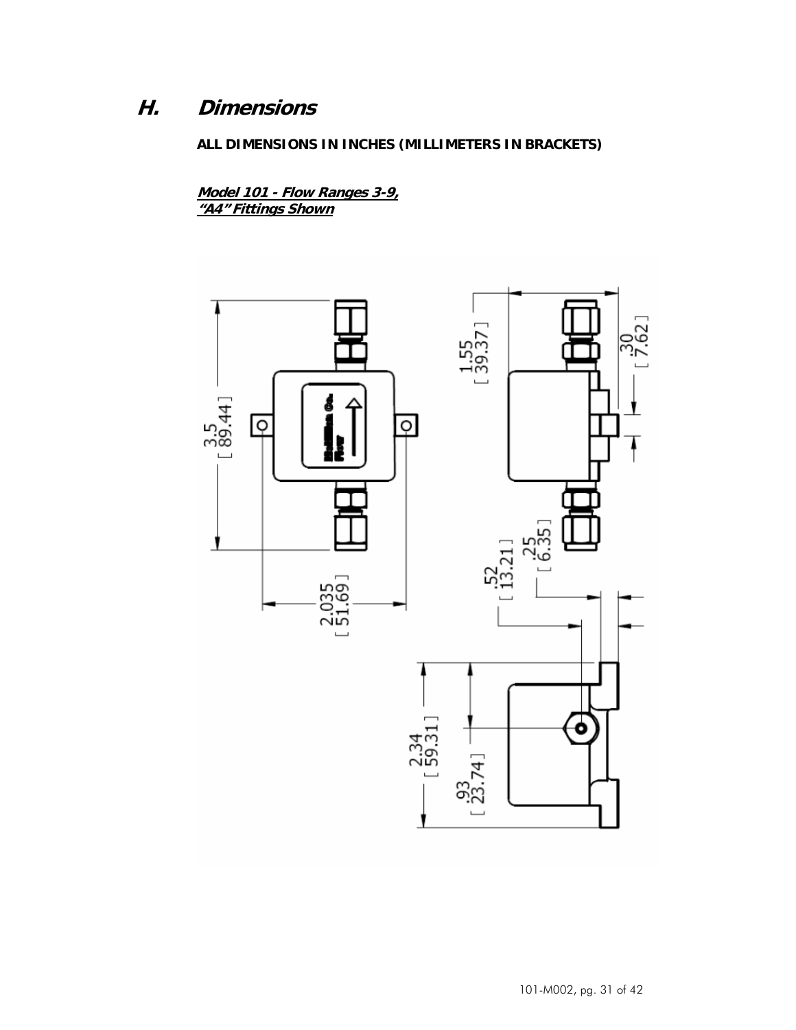## H. Dimensions

**ALL DIMENSIONS IN INCHES (MILLIMETERS IN BRACKETS)**

***Model 101 - Flow Ranges 3-9,***
***"A4" Fittings Shown***

3.5 [ 89.44 ]

2.035 [ 51.69 ]

1.55 [ 39.37 ]

.30 [ 7.62 ]

.52 [ 13.21 ]

.25 [ 6.35 ]

2.34 [ 59.31 ]

.93 [ 23.74 ]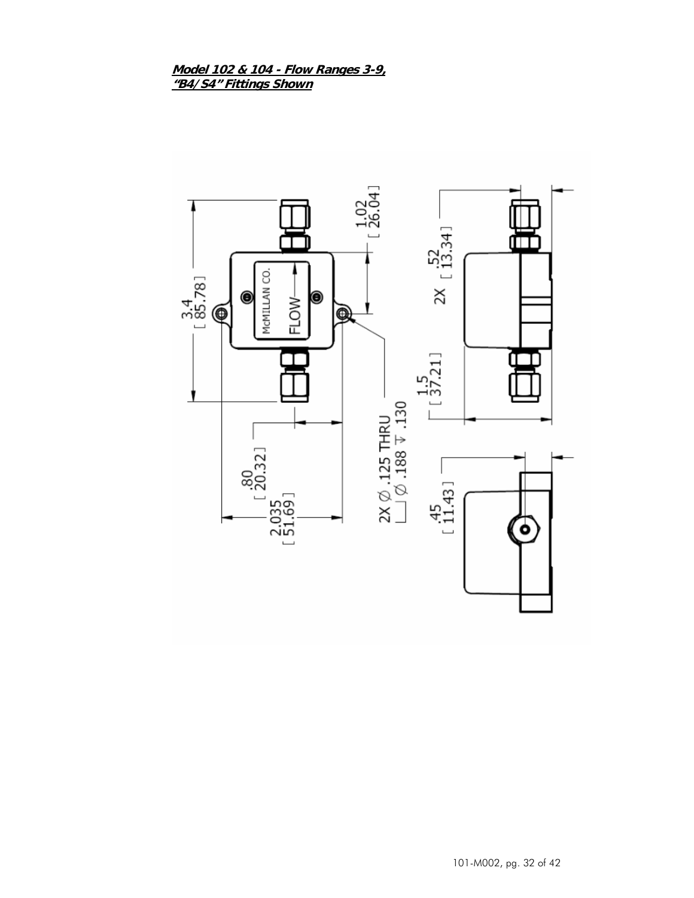**Model 102 & 104 - Flow Ranges 3-9,**
**"B4/S4" Fittings Shown**

3.4
[ 85.78 ]

1.02
[ 26.04 ]

2X .52
[ 13.34 ]

1.5
[ 37.21 ]

.80
[ 20.32 ]

2.035
[ 51.69 ]

2X ∅ .125 THRU
⌴ ∅ .188 ↧ .130

.45
[ 11.43 ]

McMILLAN CO.

FLOW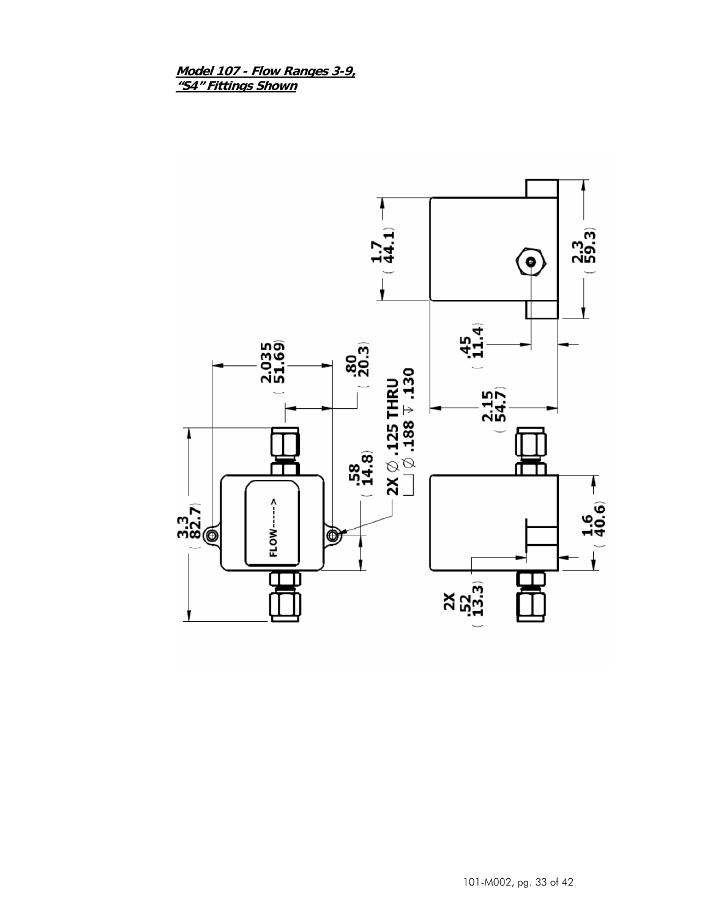***Model 107 - Flow Ranges 3-9,***
***"S4" Fittings Shown***

3.3 (82.7)

2.035 (51.69)

.80 (20.3)

.58 (14.8)

2X ∅ .125 THRU
⌴ ∅ .188 ↧ .130

FLOW------>

1.7 (44.1)

.45 (11.4)

2.15 (54.7)

2.3 (59.3)

2X .52 (13.3)

1.6 (40.6)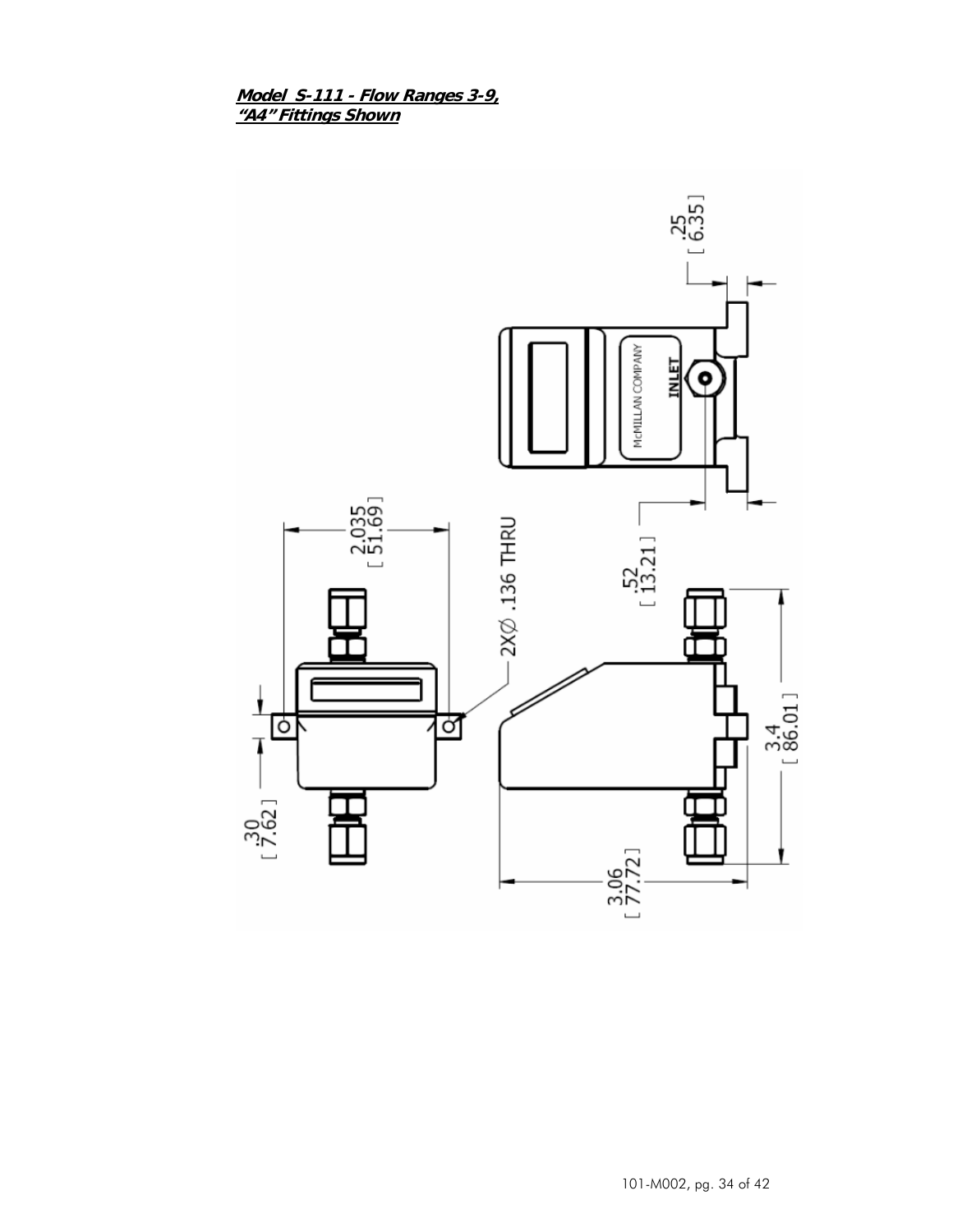**_Model S-111 - Flow Ranges 3-9, “A4” Fittings Shown_**

.25
[ 6.35 ]

2.035
[ 51.69 ]

2X∅ .136 THRU

.52
[ 13.21 ]

McMILLAN COMPANY

INLET

.30
[ 7.62 ]

3.4
[ 86.01 ]

3.06
[ 77.72 ]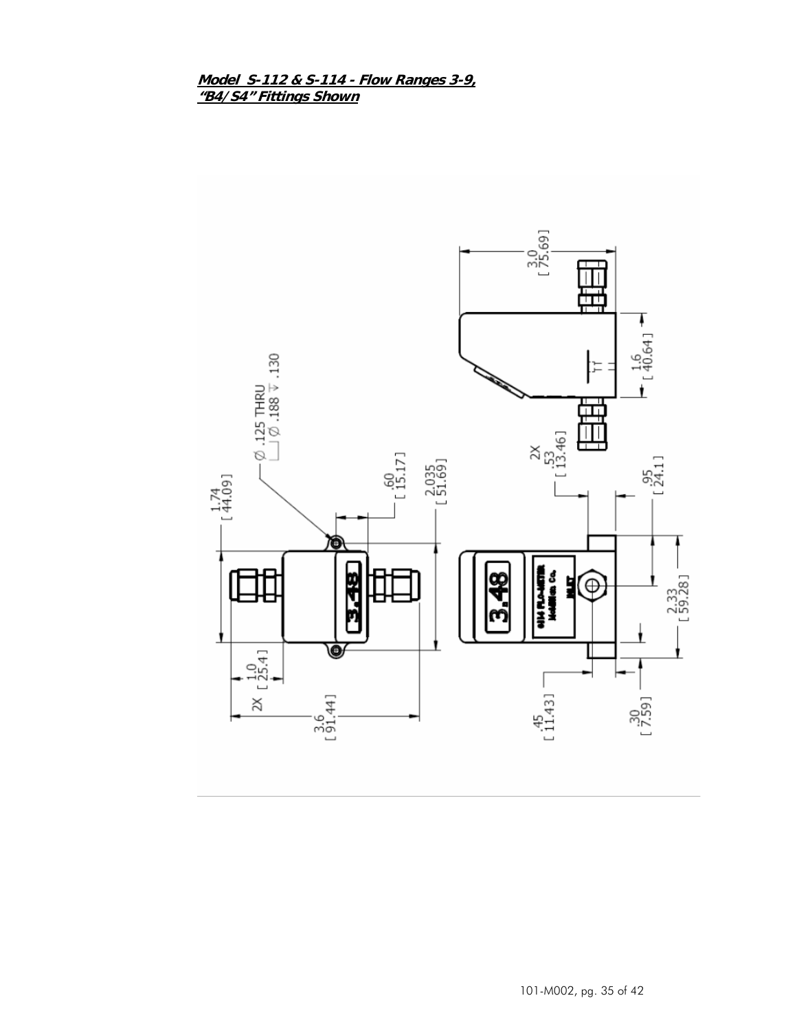***Model S-112 & S-114 - Flow Ranges 3-9,***
***"B4/S4" Fittings Shown***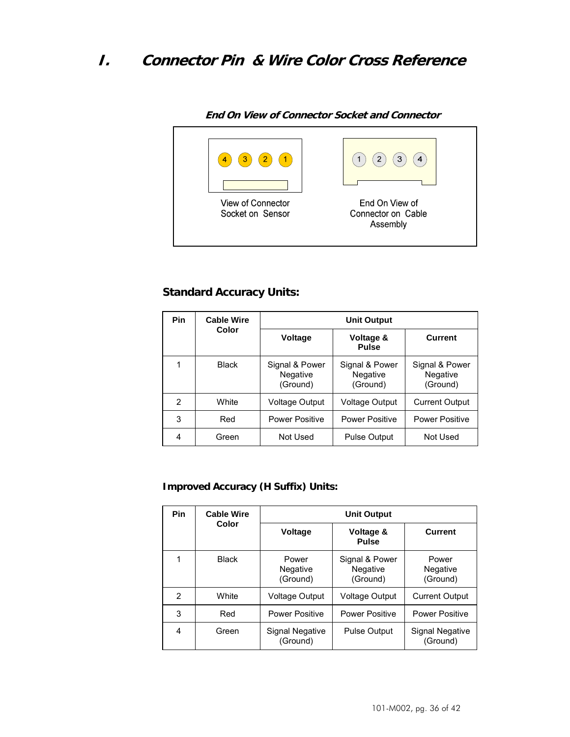# I. Connector Pin & Wire Color Cross Reference

***End On View of Connector Socket and Connector***

4 3 2 1

View of Connector Socket on Sensor

1 2 3 4

End On View of Connector on Cable Assembly

### Standard Accuracy Units:

| Pin | Cable Wire Color | Unit Output | | |
|---|---|---|---|---|
| | | **Voltage** | **Voltage & Pulse** | **Current** |
| 1 | Black | Signal & Power Negative (Ground) | Signal & Power Negative (Ground) | Signal & Power Negative (Ground) |
| 2 | White | Voltage Output | Voltage Output | Current Output |
| 3 | Red | Power Positive | Power Positive | Power Positive |
| 4 | Green | Not Used | Pulse Output | Not Used |

### Improved Accuracy (H Suffix) Units:

| Pin | Cable Wire Color | Unit Output | | |
|---|---|---|---|---|
| | | **Voltage** | **Voltage & Pulse** | **Current** |
| 1 | Black | Power Negative (Ground) | Signal & Power Negative (Ground) | Power Negative (Ground) |
| 2 | White | Voltage Output | Voltage Output | Current Output |
| 3 | Red | Power Positive | Power Positive | Power Positive |
| 4 | Green | Signal Negative (Ground) | Pulse Output | Signal Negative (Ground) |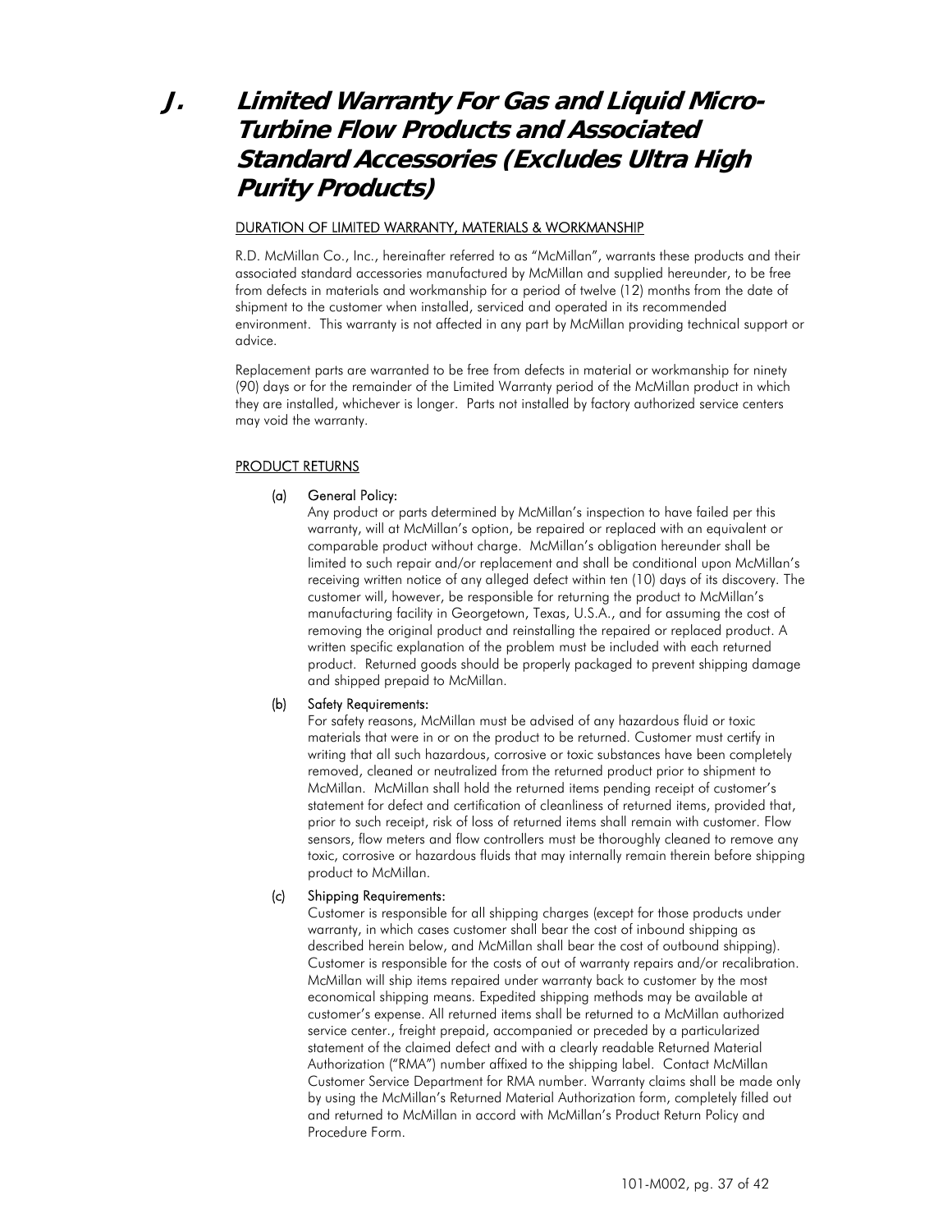# J. Limited Warranty For Gas and Liquid Micro-Turbine Flow Products and Associated Standard Accessories (Excludes Ultra High Purity Products)

DURATION OF LIMITED WARRANTY, MATERIALS & WORKMANSHIP

R.D. McMillan Co., Inc., hereinafter referred to as "McMillan", warrants these products and their associated standard accessories manufactured by McMillan and supplied hereunder, to be free from defects in materials and workmanship for a period of twelve (12) months from the date of shipment to the customer when installed, serviced and operated in its recommended environment. This warranty is not affected in any part by McMillan providing technical support or advice.

Replacement parts are warranted to be free from defects in material or workmanship for ninety (90) days or for the remainder of the Limited Warranty period of the McMillan product in which they are installed, whichever is longer. Parts not installed by factory authorized service centers may void the warranty.

PRODUCT RETURNS

**(a) General Policy:**
Any product or parts determined by McMillan's inspection to have failed per this warranty, will at McMillan's option, be repaired or replaced with an equivalent or comparable product without charge. McMillan's obligation hereunder shall be limited to such repair and/or replacement and shall be conditional upon McMillan's receiving written notice of any alleged defect within ten (10) days of its discovery. The customer will, however, be responsible for returning the product to McMillan's manufacturing facility in Georgetown, Texas, U.S.A., and for assuming the cost of removing the original product and reinstalling the repaired or replaced product. A written specific explanation of the problem must be included with each returned product. Returned goods should be properly packaged to prevent shipping damage and shipped prepaid to McMillan.

**(b) Safety Requirements:**
For safety reasons, McMillan must be advised of any hazardous fluid or toxic materials that were in or on the product to be returned. Customer must certify in writing that all such hazardous, corrosive or toxic substances have been completely removed, cleaned or neutralized from the returned product prior to shipment to McMillan. McMillan shall hold the returned items pending receipt of customer's statement for defect and certification of cleanliness of returned items, provided that, prior to such receipt, risk of loss of returned items shall remain with customer. Flow sensors, flow meters and flow controllers must be thoroughly cleaned to remove any toxic, corrosive or hazardous fluids that may internally remain therein before shipping product to McMillan.

**(c) Shipping Requirements:**
Customer is responsible for all shipping charges (except for those products under warranty, in which cases customer shall bear the cost of inbound shipping as described herein below, and McMillan shall bear the cost of outbound shipping). Customer is responsible for the costs of out of warranty repairs and/or recalibration. McMillan will ship items repaired under warranty back to customer by the most economical shipping means. Expedited shipping methods may be available at customer's expense. All returned items shall be returned to a McMillan authorized service center., freight prepaid, accompanied or preceded by a particularized statement of the claimed defect and with a clearly readable Returned Material Authorization ("RMA") number affixed to the shipping label. Contact McMillan Customer Service Department for RMA number. Warranty claims shall be made only by using the McMillan's Returned Material Authorization form, completely filled out and returned to McMillan in accord with McMillan's Product Return Policy and Procedure Form.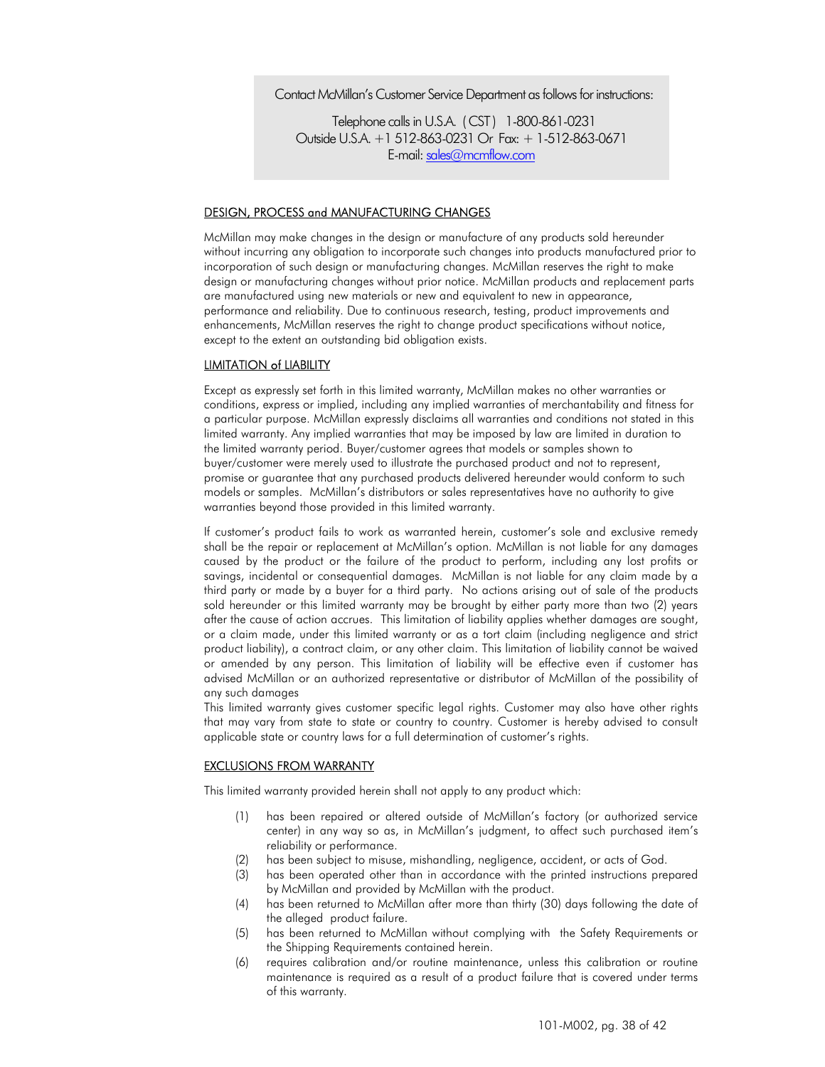Contact McMillan's Customer Service Department as follows for instructions:

Telephone calls in U.S.A. (CST) 1-800-861-0231
Outside U.S.A. +1 512-863-0231 Or Fax: + 1-512-863-0671
E-mail: sales@mcmflow.com

## DESIGN, PROCESS and MANUFACTURING CHANGES

McMillan may make changes in the design or manufacture of any products sold hereunder without incurring any obligation to incorporate such changes into products manufactured prior to incorporation of such design or manufacturing changes. McMillan reserves the right to make design or manufacturing changes without prior notice. McMillan products and replacement parts are manufactured using new materials or new and equivalent to new in appearance, performance and reliability. Due to continuous research, testing, product improvements and enhancements, McMillan reserves the right to change product specifications without notice, except to the extent an outstanding bid obligation exists.

## LIMITATION of LIABILITY

Except as expressly set forth in this limited warranty, McMillan makes no other warranties or conditions, express or implied, including any implied warranties of merchantability and fitness for a particular purpose. McMillan expressly disclaims all warranties and conditions not stated in this limited warranty. Any implied warranties that may be imposed by law are limited in duration to the limited warranty period. Buyer/customer agrees that models or samples shown to buyer/customer were merely used to illustrate the purchased product and not to represent, promise or guarantee that any purchased products delivered hereunder would conform to such models or samples. McMillan's distributors or sales representatives have no authority to give warranties beyond those provided in this limited warranty.

If customer's product fails to work as warranted herein, customer's sole and exclusive remedy shall be the repair or replacement at McMillan's option. McMillan is not liable for any damages caused by the product or the failure of the product to perform, including any lost profits or savings, incidental or consequential damages. McMillan is not liable for any claim made by a third party or made by a buyer for a third party. No actions arising out of sale of the products sold hereunder or this limited warranty may be brought by either party more than two (2) years after the cause of action accrues. This limitation of liability applies whether damages are sought, or a claim made, under this limited warranty or as a tort claim (including negligence and strict product liability), a contract claim, or any other claim. This limitation of liability cannot be waived or amended by any person. This limitation of liability will be effective even if customer has advised McMillan or an authorized representative or distributor of McMillan of the possibility of any such damages

This limited warranty gives customer specific legal rights. Customer may also have other rights that may vary from state to state or country to country. Customer is hereby advised to consult applicable state or country laws for a full determination of customer's rights.

## EXCLUSIONS FROM WARRANTY

This limited warranty provided herein shall not apply to any product which:

(1) has been repaired or altered outside of McMillan's factory (or authorized service center) in any way so as, in McMillan's judgment, to affect such purchased item's reliability or performance.
(2) has been subject to misuse, mishandling, negligence, accident, or acts of God.
(3) has been operated other than in accordance with the printed instructions prepared by McMillan and provided by McMillan with the product.
(4) has been returned to McMillan after more than thirty (30) days following the date of the alleged product failure.
(5) has been returned to McMillan without complying with the Safety Requirements or the Shipping Requirements contained herein.
(6) requires calibration and/or routine maintenance, unless this calibration or routine maintenance is required as a result of a product failure that is covered under terms of this warranty.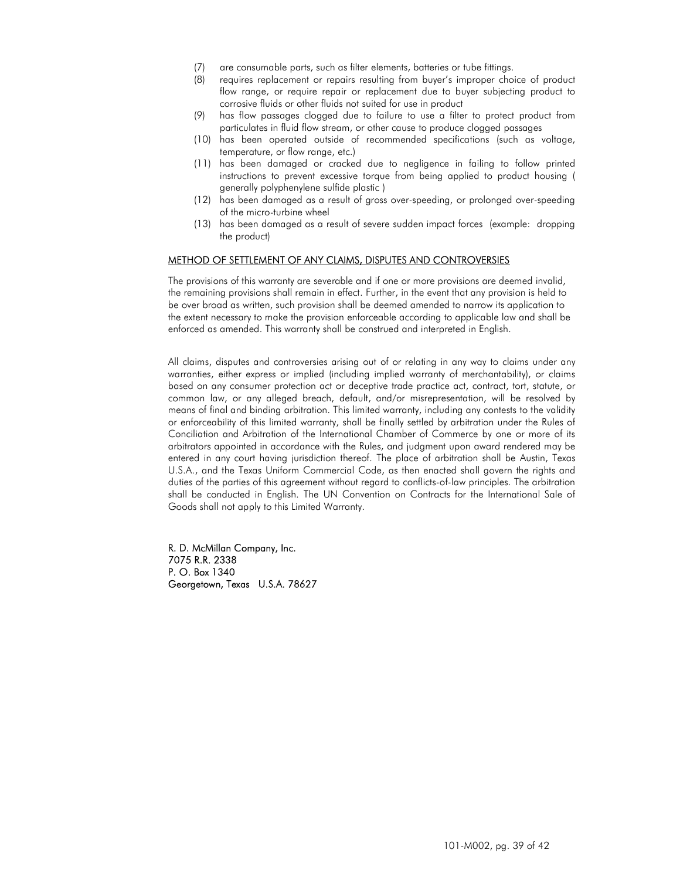(7) are consumable parts, such as filter elements, batteries or tube fittings.
(8) requires replacement or repairs resulting from buyer's improper choice of product flow range, or require repair or replacement due to buyer subjecting product to corrosive fluids or other fluids not suited for use in product
(9) has flow passages clogged due to failure to use a filter to protect product from particulates in fluid flow stream, or other cause to produce clogged passages
(10) has been operated outside of recommended specifications (such as voltage, temperature, or flow range, etc.)
(11) has been damaged or cracked due to negligence in failing to follow printed instructions to prevent excessive torque from being applied to product housing ( generally polyphenylene sulfide plastic )
(12) has been damaged as a result of gross over-speeding, or prolonged over-speeding of the micro-turbine wheel
(13) has been damaged as a result of severe sudden impact forces (example: dropping the product)

<u>METHOD OF SETTLEMENT OF ANY CLAIMS, DISPUTES AND CONTROVERSIES</u>

The provisions of this warranty are severable and if one or more provisions are deemed invalid, the remaining provisions shall remain in effect. Further, in the event that any provision is held to be over broad as written, such provision shall be deemed amended to narrow its application to the extent necessary to make the provision enforceable according to applicable law and shall be enforced as amended. This warranty shall be construed and interpreted in English.

All claims, disputes and controversies arising out of or relating in any way to claims under any warranties, either express or implied (including implied warranty of merchantability), or claims based on any consumer protection act or deceptive trade practice act, contract, tort, statute, or common law, or any alleged breach, default, and/or misrepresentation, will be resolved by means of final and binding arbitration. This limited warranty, including any contests to the validity or enforceability of this limited warranty, shall be finally settled by arbitration under the Rules of Conciliation and Arbitration of the International Chamber of Commerce by one or more of its arbitrators appointed in accordance with the Rules, and judgment upon award rendered may be entered in any court having jurisdiction thereof. The place of arbitration shall be Austin, Texas U.S.A., and the Texas Uniform Commercial Code, as then enacted shall govern the rights and duties of the parties of this agreement without regard to conflicts-of-law principles. The arbitration shall be conducted in English. The UN Convention on Contracts for the International Sale of Goods shall not apply to this Limited Warranty.

R. D. McMillan Company, Inc.
7075 R.R. 2338
P. O. Box 1340
Georgetown, Texas U.S.A. 78627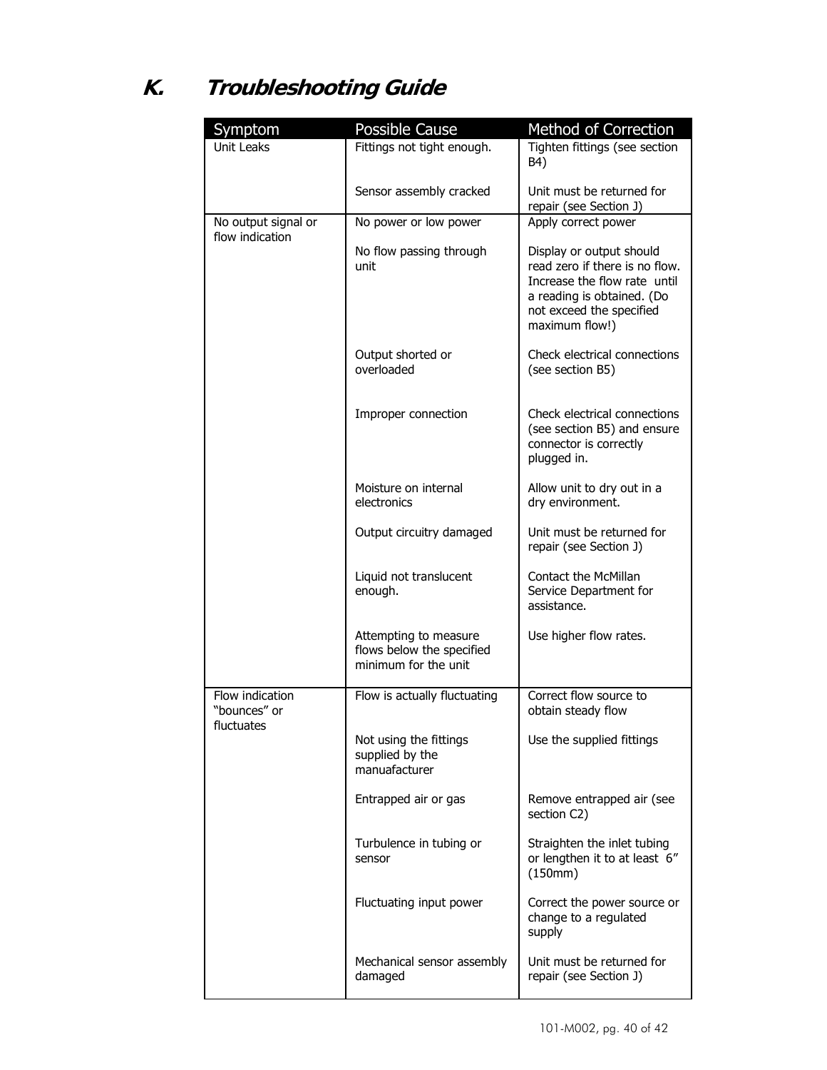# K. Troubleshooting Guide

| Symptom | Possible Cause | Method of Correction |
|---|---|---|
| Unit Leaks | Fittings not tight enough. | Tighten fittings (see section B4) |
| | Sensor assembly cracked | Unit must be returned for repair (see Section J) |
| No output signal or flow indication | No power or low power | Apply correct power |
| | No flow passing through unit | Display or output should read zero if there is no flow. Increase the flow rate until a reading is obtained. (Do not exceed the specified maximum flow!) |
| | Output shorted or overloaded | Check electrical connections (see section B5) |
| | Improper connection | Check electrical connections (see section B5) and ensure connector is correctly plugged in. |
| | Moisture on internal electronics | Allow unit to dry out in a dry environment. |
| | Output circuitry damaged | Unit must be returned for repair (see Section J) |
| | Liquid not translucent enough. | Contact the McMillan Service Department for assistance. |
| | Attempting to measure flows below the specified minimum for the unit | Use higher flow rates. |
| Flow indication "bounces" or fluctuates | Flow is actually fluctuating | Correct flow source to obtain steady flow |
| | Not using the fittings supplied by the manuafacturer | Use the supplied fittings |
| | Entrapped air or gas | Remove entrapped air (see section C2) |
| | Turbulence in tubing or sensor | Straighten the inlet tubing or lengthen it to at least 6" (150mm) |
| | Fluctuating input power | Correct the power source or change to a regulated supply |
| | Mechanical sensor assembly damaged | Unit must be returned for repair (see Section J) |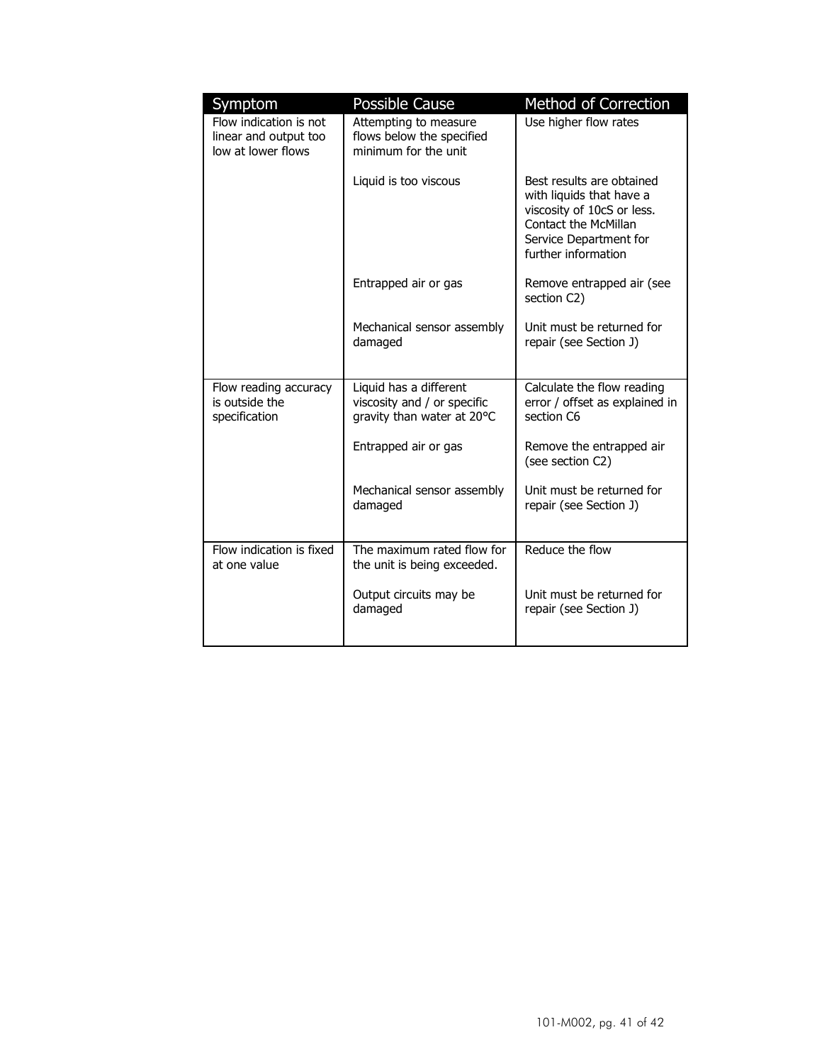| Symptom | Possible Cause | Method of Correction |
|---|---|---|
| Flow indication is not linear and output too low at lower flows | Attempting to measure flows below the specified minimum for the unit | Use higher flow rates |
| | Liquid is too viscous | Best results are obtained with liquids that have a viscosity of 10cS or less. Contact the McMillan Service Department for further information |
| | Entrapped air or gas | Remove entrapped air (see section C2) |
| | Mechanical sensor assembly damaged | Unit must be returned for repair (see Section J) |
| Flow reading accuracy is outside the specification | Liquid has a different viscosity and / or specific gravity than water at 20°C | Calculate the flow reading error / offset as explained in section C6 |
| | Entrapped air or gas | Remove the entrapped air (see section C2) |
| | Mechanical sensor assembly damaged | Unit must be returned for repair (see Section J) |
| Flow indication is fixed at one value | The maximum rated flow for the unit is being exceeded. | Reduce the flow |
| | Output circuits may be damaged | Unit must be returned for repair (see Section J) |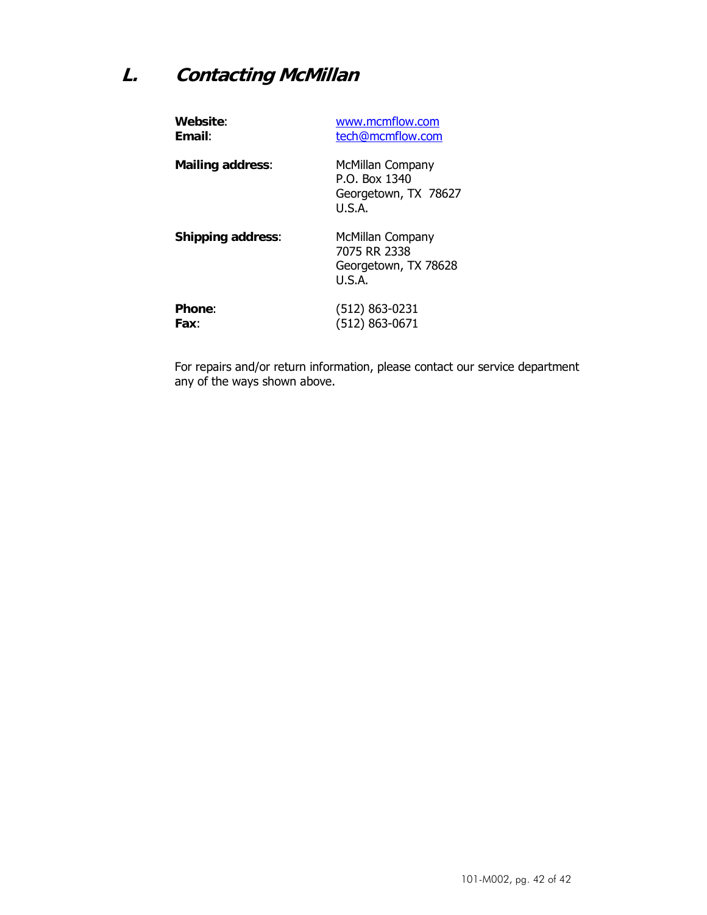## L. Contacting McMillan

| | |
|---|---|
| **Website**: | www.mcmflow.com |
| **Email**: | tech@mcmflow.com |
| **Mailing address**: | McMillan Company<br>P.O. Box 1340<br>Georgetown, TX 78627<br>U.S.A. |
| **Shipping address**: | McMillan Company<br>7075 RR 2338<br>Georgetown, TX 78628<br>U.S.A. |
| **Phone**: | (512) 863-0231 |
| **Fax**: | (512) 863-0671 |

For repairs and/or return information, please contact our service department any of the ways shown above.